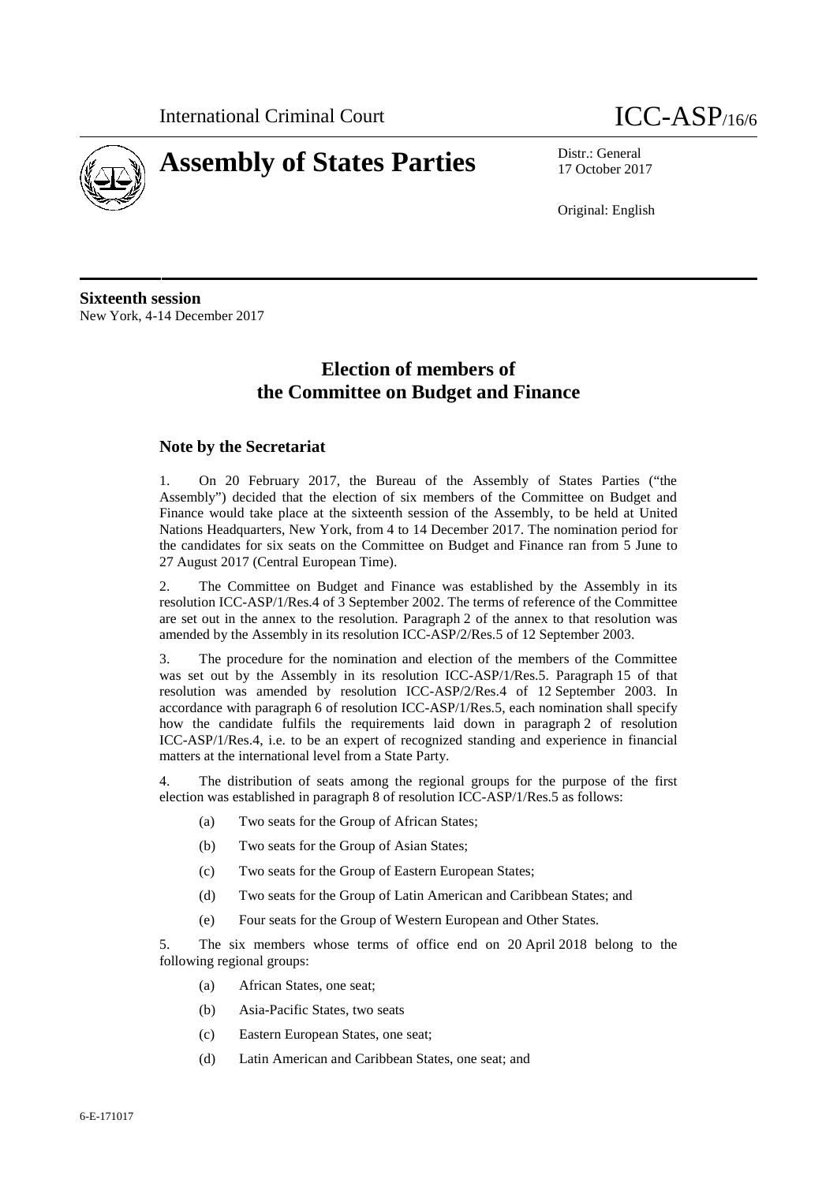International Criminal Court

# ICC-ASP/16/6

# Assembly of States Parties

Distr.: General
17 October 2017

Original: English

**Sixteenth session**
New York, 4-14 December 2017

## Election of members of the Committee on Budget and Finance

### Note by the Secretariat

1. On 20 February 2017, the Bureau of the Assembly of States Parties ("the Assembly") decided that the election of six members of the Committee on Budget and Finance would take place at the sixteenth session of the Assembly, to be held at United Nations Headquarters, New York, from 4 to 14 December 2017. The nomination period for the candidates for six seats on the Committee on Budget and Finance ran from 5 June to 27 August 2017 (Central European Time).

2. The Committee on Budget and Finance was established by the Assembly in its resolution ICC-ASP/1/Res.4 of 3 September 2002. The terms of reference of the Committee are set out in the annex to the resolution. Paragraph 2 of the annex to that resolution was amended by the Assembly in its resolution ICC-ASP/2/Res.5 of 12 September 2003.

3. The procedure for the nomination and election of the members of the Committee was set out by the Assembly in its resolution ICC-ASP/1/Res.5. Paragraph 15 of that resolution was amended by resolution ICC-ASP/2/Res.4 of 12 September 2003. In accordance with paragraph 6 of resolution ICC-ASP/1/Res.5, each nomination shall specify how the candidate fulfils the requirements laid down in paragraph 2 of resolution ICC-ASP/1/Res.4, i.e. to be an expert of recognized standing and experience in financial matters at the international level from a State Party.

4. The distribution of seats among the regional groups for the purpose of the first election was established in paragraph 8 of resolution ICC-ASP/1/Res.5 as follows:

   (a) Two seats for the Group of African States;

   (b) Two seats for the Group of Asian States;

   (c) Two seats for the Group of Eastern European States;

   (d) Two seats for the Group of Latin American and Caribbean States; and

   (e) Four seats for the Group of Western European and Other States.

5. The six members whose terms of office end on 20 April 2018 belong to the following regional groups:

   (a) African States, one seat;

   (b) Asia-Pacific States, two seats

   (c) Eastern European States, one seat;

   (d) Latin American and Caribbean States, one seat; and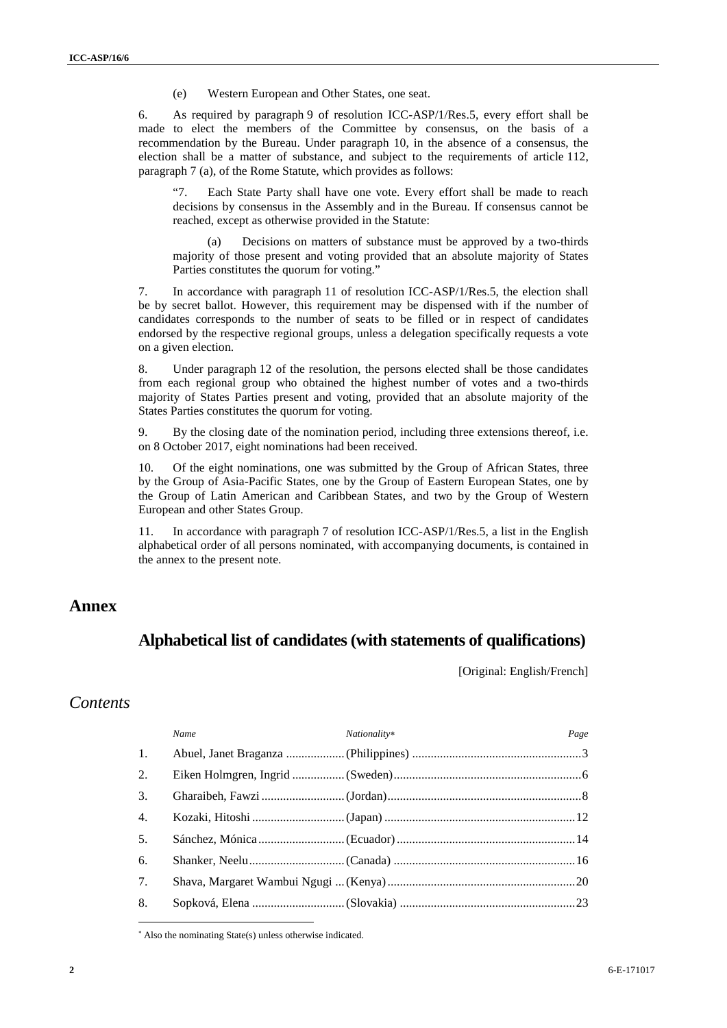(e) Western European and Other States, one seat.

6. As required by paragraph 9 of resolution ICC-ASP/1/Res.5, every effort shall be made to elect the members of the Committee by consensus, on the basis of a recommendation by the Bureau. Under paragraph 10, in the absence of a consensus, the election shall be a matter of substance, and subject to the requirements of article 112, paragraph 7 (a), of the Rome Statute, which provides as follows:

> "7. Each State Party shall have one vote. Every effort shall be made to reach decisions by consensus in the Assembly and in the Bureau. If consensus cannot be reached, except as otherwise provided in the Statute:
>
> (a) Decisions on matters of substance must be approved by a two-thirds majority of those present and voting provided that an absolute majority of States Parties constitutes the quorum for voting."

7. In accordance with paragraph 11 of resolution ICC-ASP/1/Res.5, the election shall be by secret ballot. However, this requirement may be dispensed with if the number of candidates corresponds to the number of seats to be filled or in respect of candidates endorsed by the respective regional groups, unless a delegation specifically requests a vote on a given election.

8. Under paragraph 12 of the resolution, the persons elected shall be those candidates from each regional group who obtained the highest number of votes and a two-thirds majority of States Parties present and voting, provided that an absolute majority of the States Parties constitutes the quorum for voting.

9. By the closing date of the nomination period, including three extensions thereof, i.e. on 8 October 2017, eight nominations had been received.

10. Of the eight nominations, one was submitted by the Group of African States, three by the Group of Asia-Pacific States, one by the Group of Eastern European States, one by the Group of Latin American and Caribbean States, and two by the Group of Western European and other States Group.

11. In accordance with paragraph 7 of resolution ICC-ASP/1/Res.5, a list in the English alphabetical order of all persons nominated, with accompanying documents, is contained in the annex to the present note.

# Annex

## Alphabetical list of candidates (with statements of qualifications)

[Original: English/French]

## *Contents*

| | *Name* | *Nationality\** | *Page* |
|---|---|---|---|
| 1. | Abuel, Janet Braganza | (Philippines) | 3 |
| 2. | Eiken Holmgren, Ingrid | (Sweden) | 6 |
| 3. | Gharaibeh, Fawzi | (Jordan) | 8 |
| 4. | Kozaki, Hitoshi | (Japan) | 12 |
| 5. | Sánchez, Mónica | (Ecuador) | 14 |
| 6. | Shanker, Neelu | (Canada) | 16 |
| 7. | Shava, Margaret Wambui Ngugi | (Kenya) | 20 |
| 8. | Sopková, Elena | (Slovakia) | 23 |

\* Also the nominating State(s) unless otherwise indicated.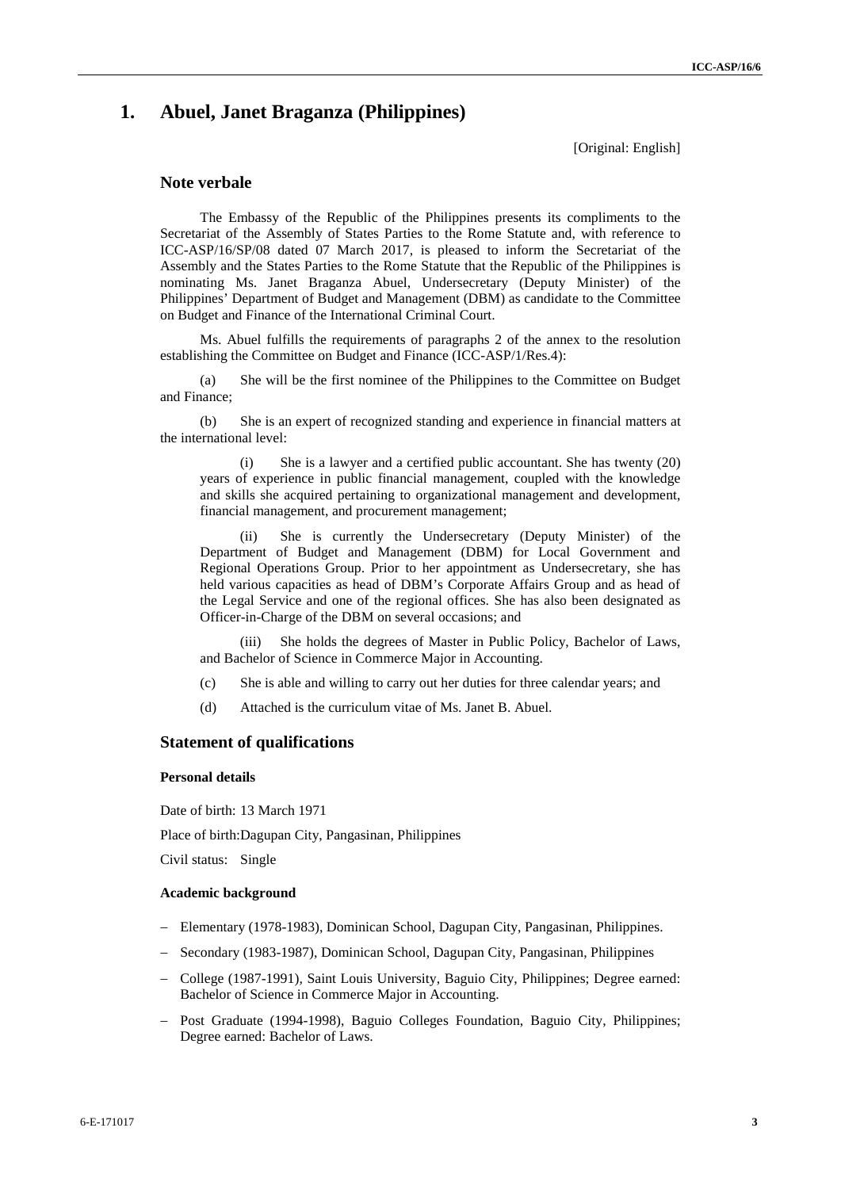# 1. Abuel, Janet Braganza (Philippines)

[Original: English]

## Note verbale

The Embassy of the Republic of the Philippines presents its compliments to the Secretariat of the Assembly of States Parties to the Rome Statute and, with reference to ICC-ASP/16/SP/08 dated 07 March 2017, is pleased to inform the Secretariat of the Assembly and the States Parties to the Rome Statute that the Republic of the Philippines is nominating Ms. Janet Braganza Abuel, Undersecretary (Deputy Minister) of the Philippines' Department of Budget and Management (DBM) as candidate to the Committee on Budget and Finance of the International Criminal Court.

Ms. Abuel fulfills the requirements of paragraphs 2 of the annex to the resolution establishing the Committee on Budget and Finance (ICC-ASP/1/Res.4):

(a) She will be the first nominee of the Philippines to the Committee on Budget and Finance;

(b) She is an expert of recognized standing and experience in financial matters at the international level:

(i) She is a lawyer and a certified public accountant. She has twenty (20) years of experience in public financial management, coupled with the knowledge and skills she acquired pertaining to organizational management and development, financial management, and procurement management;

(ii) She is currently the Undersecretary (Deputy Minister) of the Department of Budget and Management (DBM) for Local Government and Regional Operations Group. Prior to her appointment as Undersecretary, she has held various capacities as head of DBM's Corporate Affairs Group and as head of the Legal Service and one of the regional offices. She has also been designated as Officer-in-Charge of the DBM on several occasions; and

(iii) She holds the degrees of Master in Public Policy, Bachelor of Laws, and Bachelor of Science in Commerce Major in Accounting.

(c) She is able and willing to carry out her duties for three calendar years; and

(d) Attached is the curriculum vitae of Ms. Janet B. Abuel.

## Statement of qualifications

### Personal details

Date of birth: 13 March 1971

Place of birth: Dagupan City, Pangasinan, Philippines

Civil status: Single

### Academic background

- Elementary (1978-1983), Dominican School, Dagupan City, Pangasinan, Philippines.
- Secondary (1983-1987), Dominican School, Dagupan City, Pangasinan, Philippines
- College (1987-1991), Saint Louis University, Baguio City, Philippines; Degree earned: Bachelor of Science in Commerce Major in Accounting.
- Post Graduate (1994-1998), Baguio Colleges Foundation, Baguio City, Philippines; Degree earned: Bachelor of Laws.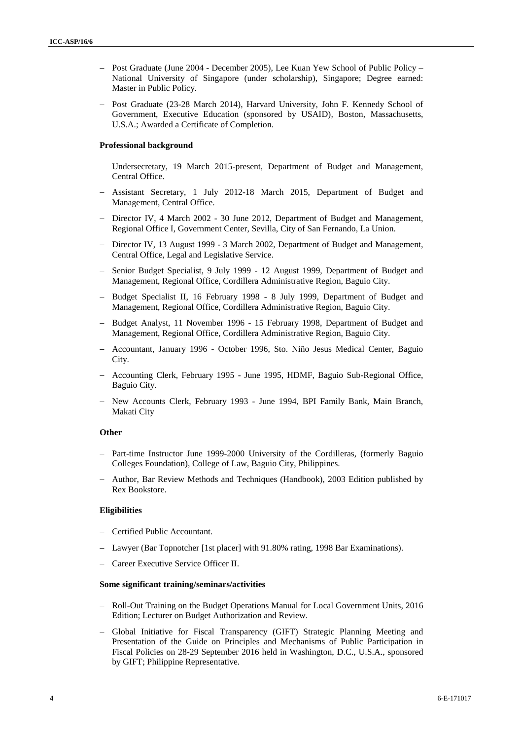- Post Graduate (June 2004 - December 2005), Lee Kuan Yew School of Public Policy – National University of Singapore (under scholarship), Singapore; Degree earned: Master in Public Policy.
- Post Graduate (23-28 March 2014), Harvard University, John F. Kennedy School of Government, Executive Education (sponsored by USAID), Boston, Massachusetts, U.S.A.; Awarded a Certificate of Completion.

**Professional background**

- Undersecretary, 19 March 2015-present, Department of Budget and Management, Central Office.
- Assistant Secretary, 1 July 2012-18 March 2015, Department of Budget and Management, Central Office.
- Director IV, 4 March 2002 - 30 June 2012, Department of Budget and Management, Regional Office I, Government Center, Sevilla, City of San Fernando, La Union.
- Director IV, 13 August 1999 - 3 March 2002, Department of Budget and Management, Central Office, Legal and Legislative Service.
- Senior Budget Specialist, 9 July 1999 - 12 August 1999, Department of Budget and Management, Regional Office, Cordillera Administrative Region, Baguio City.
- Budget Specialist II, 16 February 1998 - 8 July 1999, Department of Budget and Management, Regional Office, Cordillera Administrative Region, Baguio City.
- Budget Analyst, 11 November 1996 - 15 February 1998, Department of Budget and Management, Regional Office, Cordillera Administrative Region, Baguio City.
- Accountant, January 1996 - October 1996, Sto. Niño Jesus Medical Center, Baguio City.
- Accounting Clerk, February 1995 - June 1995, HDMF, Baguio Sub-Regional Office, Baguio City.
- New Accounts Clerk, February 1993 - June 1994, BPI Family Bank, Main Branch, Makati City

**Other**

- Part-time Instructor June 1999-2000 University of the Cordilleras, (formerly Baguio Colleges Foundation), College of Law, Baguio City, Philippines.
- Author, Bar Review Methods and Techniques (Handbook), 2003 Edition published by Rex Bookstore.

**Eligibilities**

- Certified Public Accountant.
- Lawyer (Bar Topnotcher [1st placer] with 91.80% rating, 1998 Bar Examinations).
- Career Executive Service Officer II.

**Some significant training/seminars/activities**

- Roll-Out Training on the Budget Operations Manual for Local Government Units, 2016 Edition; Lecturer on Budget Authorization and Review.
- Global Initiative for Fiscal Transparency (GIFT) Strategic Planning Meeting and Presentation of the Guide on Principles and Mechanisms of Public Participation in Fiscal Policies on 28-29 September 2016 held in Washington, D.C., U.S.A., sponsored by GIFT; Philippine Representative.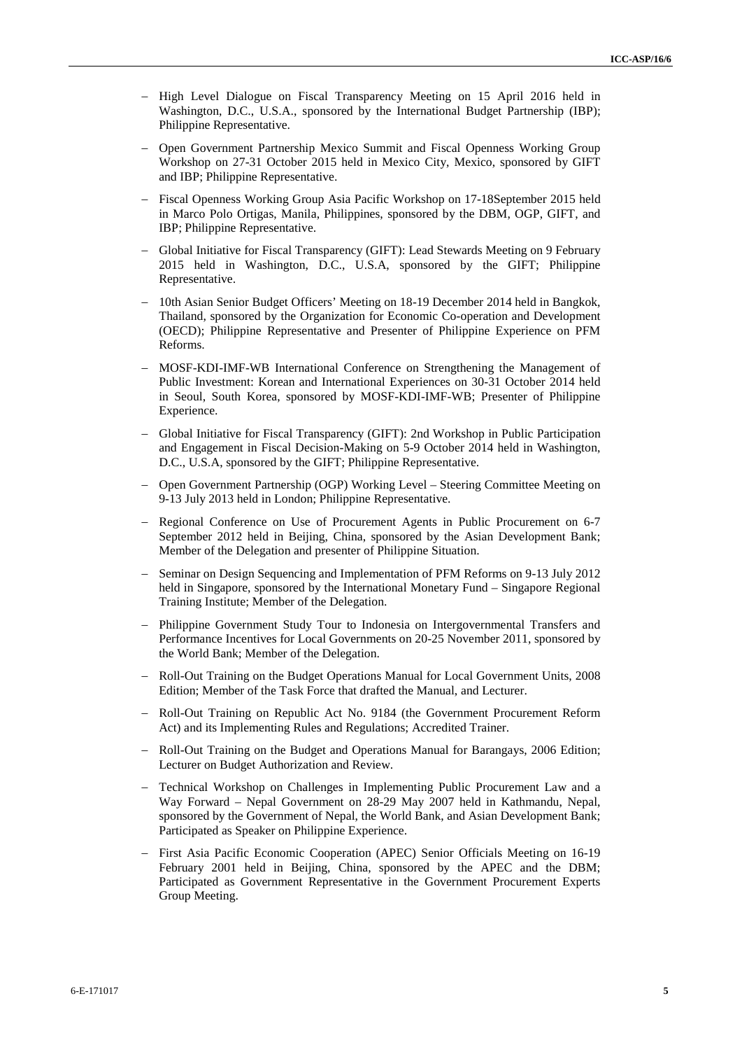- High Level Dialogue on Fiscal Transparency Meeting on 15 April 2016 held in Washington, D.C., U.S.A., sponsored by the International Budget Partnership (IBP); Philippine Representative.

- Open Government Partnership Mexico Summit and Fiscal Openness Working Group Workshop on 27-31 October 2015 held in Mexico City, Mexico, sponsored by GIFT and IBP; Philippine Representative.

- Fiscal Openness Working Group Asia Pacific Workshop on 17-18September 2015 held in Marco Polo Ortigas, Manila, Philippines, sponsored by the DBM, OGP, GIFT, and IBP; Philippine Representative.

- Global Initiative for Fiscal Transparency (GIFT): Lead Stewards Meeting on 9 February 2015 held in Washington, D.C., U.S.A, sponsored by the GIFT; Philippine Representative.

- 10th Asian Senior Budget Officers' Meeting on 18-19 December 2014 held in Bangkok, Thailand, sponsored by the Organization for Economic Co-operation and Development (OECD); Philippine Representative and Presenter of Philippine Experience on PFM Reforms.

- MOSF-KDI-IMF-WB International Conference on Strengthening the Management of Public Investment: Korean and International Experiences on 30-31 October 2014 held in Seoul, South Korea, sponsored by MOSF-KDI-IMF-WB; Presenter of Philippine Experience.

- Global Initiative for Fiscal Transparency (GIFT): 2nd Workshop in Public Participation and Engagement in Fiscal Decision-Making on 5-9 October 2014 held in Washington, D.C., U.S.A, sponsored by the GIFT; Philippine Representative.

- Open Government Partnership (OGP) Working Level – Steering Committee Meeting on 9-13 July 2013 held in London; Philippine Representative.

- Regional Conference on Use of Procurement Agents in Public Procurement on 6-7 September 2012 held in Beijing, China, sponsored by the Asian Development Bank; Member of the Delegation and presenter of Philippine Situation.

- Seminar on Design Sequencing and Implementation of PFM Reforms on 9-13 July 2012 held in Singapore, sponsored by the International Monetary Fund – Singapore Regional Training Institute; Member of the Delegation.

- Philippine Government Study Tour to Indonesia on Intergovernmental Transfers and Performance Incentives for Local Governments on 20-25 November 2011, sponsored by the World Bank; Member of the Delegation.

- Roll-Out Training on the Budget Operations Manual for Local Government Units, 2008 Edition; Member of the Task Force that drafted the Manual, and Lecturer.

- Roll-Out Training on Republic Act No. 9184 (the Government Procurement Reform Act) and its Implementing Rules and Regulations; Accredited Trainer.

- Roll-Out Training on the Budget and Operations Manual for Barangays, 2006 Edition; Lecturer on Budget Authorization and Review.

- Technical Workshop on Challenges in Implementing Public Procurement Law and a Way Forward – Nepal Government on 28-29 May 2007 held in Kathmandu, Nepal, sponsored by the Government of Nepal, the World Bank, and Asian Development Bank; Participated as Speaker on Philippine Experience.

- First Asia Pacific Economic Cooperation (APEC) Senior Officials Meeting on 16-19 February 2001 held in Beijing, China, sponsored by the APEC and the DBM; Participated as Government Representative in the Government Procurement Experts Group Meeting.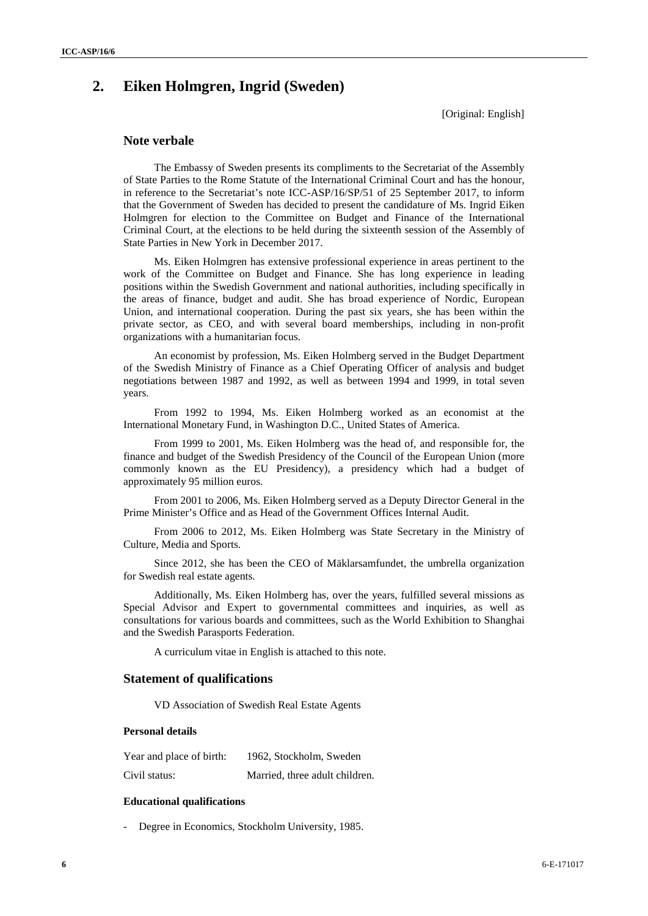## 2. Eiken Holmgren, Ingrid (Sweden)

[Original: English]

### Note verbale

The Embassy of Sweden presents its compliments to the Secretariat of the Assembly of State Parties to the Rome Statute of the International Criminal Court and has the honour, in reference to the Secretariat's note ICC-ASP/16/SP/51 of 25 September 2017, to inform that the Government of Sweden has decided to present the candidature of Ms. Ingrid Eiken Holmgren for election to the Committee on Budget and Finance of the International Criminal Court, at the elections to be held during the sixteenth session of the Assembly of State Parties in New York in December 2017.

Ms. Eiken Holmgren has extensive professional experience in areas pertinent to the work of the Committee on Budget and Finance. She has long experience in leading positions within the Swedish Government and national authorities, including specifically in the areas of finance, budget and audit. She has broad experience of Nordic, European Union, and international cooperation. During the past six years, she has been within the private sector, as CEO, and with several board memberships, including in non-profit organizations with a humanitarian focus.

An economist by profession, Ms. Eiken Holmberg served in the Budget Department of the Swedish Ministry of Finance as a Chief Operating Officer of analysis and budget negotiations between 1987 and 1992, as well as between 1994 and 1999, in total seven years.

From 1992 to 1994, Ms. Eiken Holmberg worked as an economist at the International Monetary Fund, in Washington D.C., United States of America.

From 1999 to 2001, Ms. Eiken Holmberg was the head of, and responsible for, the finance and budget of the Swedish Presidency of the Council of the European Union (more commonly known as the EU Presidency), a presidency which had a budget of approximately 95 million euros.

From 2001 to 2006, Ms. Eiken Holmberg served as a Deputy Director General in the Prime Minister's Office and as Head of the Government Offices Internal Audit.

From 2006 to 2012, Ms. Eiken Holmberg was State Secretary in the Ministry of Culture, Media and Sports.

Since 2012, she has been the CEO of Mäklarsamfundet, the umbrella organization for Swedish real estate agents.

Additionally, Ms. Eiken Holmberg has, over the years, fulfilled several missions as Special Advisor and Expert to governmental committees and inquiries, as well as consultations for various boards and committees, such as the World Exhibition to Shanghai and the Swedish Parasports Federation.

A curriculum vitae in English is attached to this note.

### Statement of qualifications

VD Association of Swedish Real Estate Agents

#### Personal details

| | |
|---|---|
| Year and place of birth: | 1962, Stockholm, Sweden |
| Civil status: | Married, three adult children. |

#### Educational qualifications

- Degree in Economics, Stockholm University, 1985.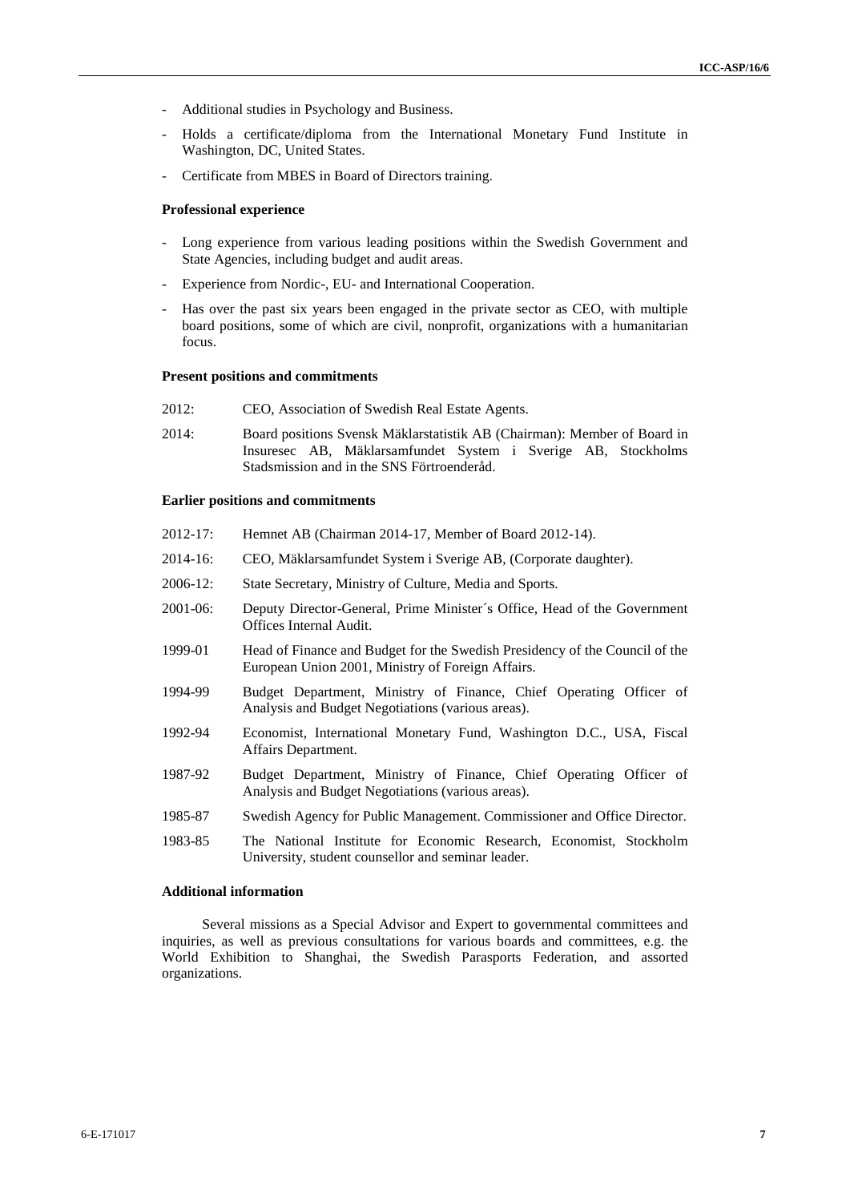- Additional studies in Psychology and Business.
- Holds a certificate/diploma from the International Monetary Fund Institute in Washington, DC, United States.
- Certificate from MBES in Board of Directors training.

**Professional experience**

- Long experience from various leading positions within the Swedish Government and State Agencies, including budget and audit areas.
- Experience from Nordic-, EU- and International Cooperation.
- Has over the past six years been engaged in the private sector as CEO, with multiple board positions, some of which are civil, nonprofit, organizations with a humanitarian focus.

**Present positions and commitments**

2012: CEO, Association of Swedish Real Estate Agents.

2014: Board positions Svensk Mäklarstatistik AB (Chairman): Member of Board in Insuresec AB, Mäklarsamfundet System i Sverige AB, Stockholms Stadsmission and in the SNS Förtroenderåd.

**Earlier positions and commitments**

2012-17: Hemnet AB (Chairman 2014-17, Member of Board 2012-14).

2014-16: CEO, Mäklarsamfundet System i Sverige AB, (Corporate daughter).

2006-12: State Secretary, Ministry of Culture, Media and Sports.

2001-06: Deputy Director-General, Prime Minister´s Office, Head of the Government Offices Internal Audit.

1999-01 Head of Finance and Budget for the Swedish Presidency of the Council of the European Union 2001, Ministry of Foreign Affairs.

1994-99 Budget Department, Ministry of Finance, Chief Operating Officer of Analysis and Budget Negotiations (various areas).

1992-94 Economist, International Monetary Fund, Washington D.C., USA, Fiscal Affairs Department.

1987-92 Budget Department, Ministry of Finance, Chief Operating Officer of Analysis and Budget Negotiations (various areas).

1985-87 Swedish Agency for Public Management. Commissioner and Office Director.

1983-85 The National Institute for Economic Research, Economist, Stockholm University, student counsellor and seminar leader.

**Additional information**

Several missions as a Special Advisor and Expert to governmental committees and inquiries, as well as previous consultations for various boards and committees, e.g. the World Exhibition to Shanghai, the Swedish Parasports Federation, and assorted organizations.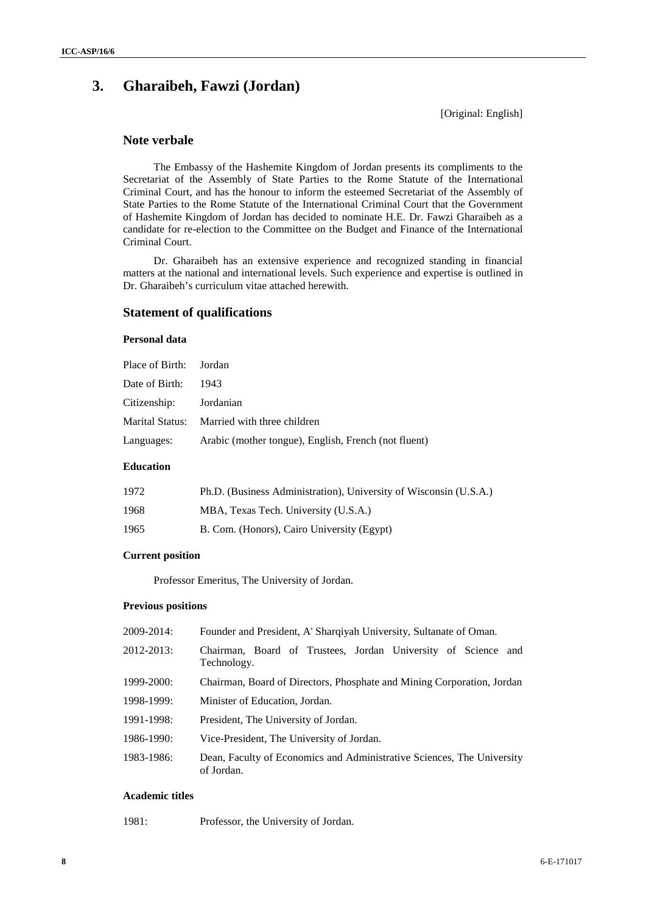# 3. Gharaibeh, Fawzi (Jordan)

[Original: English]

## Note verbale

The Embassy of the Hashemite Kingdom of Jordan presents its compliments to the Secretariat of the Assembly of State Parties to the Rome Statute of the International Criminal Court, and has the honour to inform the esteemed Secretariat of the Assembly of State Parties to the Rome Statute of the International Criminal Court that the Government of Hashemite Kingdom of Jordan has decided to nominate H.E. Dr. Fawzi Gharaibeh as a candidate for re-election to the Committee on the Budget and Finance of the International Criminal Court.

Dr. Gharaibeh has an extensive experience and recognized standing in financial matters at the national and international levels. Such experience and expertise is outlined in Dr. Gharaibeh's curriculum vitae attached herewith.

## Statement of qualifications

### Personal data

| | |
|---|---|
| Place of Birth: | Jordan |
| Date of Birth: | 1943 |
| Citizenship: | Jordanian |
| Marital Status: | Married with three children |
| Languages: | Arabic (mother tongue), English, French (not fluent) |

### Education

| | |
|---|---|
| 1972 | Ph.D. (Business Administration), University of Wisconsin (U.S.A.) |
| 1968 | MBA, Texas Tech. University (U.S.A.) |
| 1965 | B. Com. (Honors), Cairo University (Egypt) |

### Current position

Professor Emeritus, The University of Jordan.

### Previous positions

| | |
|---|---|
| 2009-2014: | Founder and President, A' Sharqiyah University, Sultanate of Oman. |
| 2012-2013: | Chairman, Board of Trustees, Jordan University of Science and Technology. |
| 1999-2000: | Chairman, Board of Directors, Phosphate and Mining Corporation, Jordan |
| 1998-1999: | Minister of Education, Jordan. |
| 1991-1998: | President, The University of Jordan. |
| 1986-1990: | Vice-President, The University of Jordan. |
| 1983-1986: | Dean, Faculty of Economics and Administrative Sciences, The University of Jordan. |

### Academic titles

| | |
|---|---|
| 1981: | Professor, the University of Jordan. |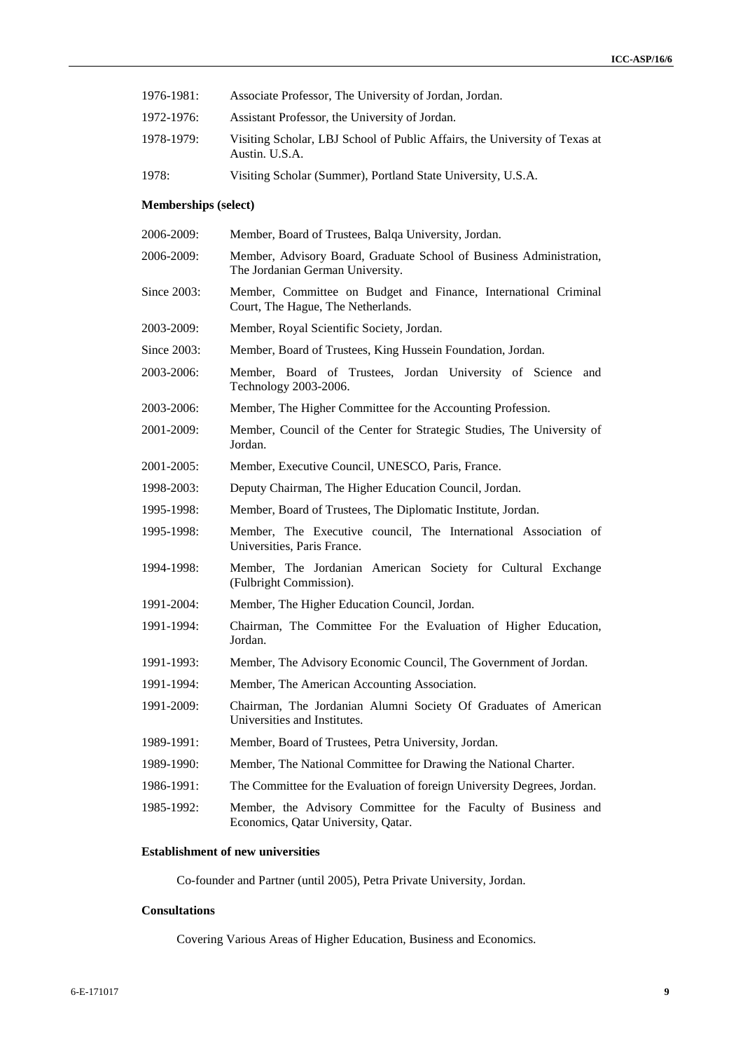1976-1981: Associate Professor, The University of Jordan, Jordan.

1972-1976: Assistant Professor, the University of Jordan.

1978-1979: Visiting Scholar, LBJ School of Public Affairs, the University of Texas at Austin. U.S.A.

1978: Visiting Scholar (Summer), Portland State University, U.S.A.

**Memberships (select)**

2006-2009: Member, Board of Trustees, Balqa University, Jordan.

2006-2009: Member, Advisory Board, Graduate School of Business Administration, The Jordanian German University.

Since 2003: Member, Committee on Budget and Finance, International Criminal Court, The Hague, The Netherlands.

2003-2009: Member, Royal Scientific Society, Jordan.

Since 2003: Member, Board of Trustees, King Hussein Foundation, Jordan.

2003-2006: Member, Board of Trustees, Jordan University of Science and Technology 2003-2006.

2003-2006: Member, The Higher Committee for the Accounting Profession.

2001-2009: Member, Council of the Center for Strategic Studies, The University of Jordan.

2001-2005: Member, Executive Council, UNESCO, Paris, France.

1998-2003: Deputy Chairman, The Higher Education Council, Jordan.

1995-1998: Member, Board of Trustees, The Diplomatic Institute, Jordan.

1995-1998: Member, The Executive council, The International Association of Universities, Paris France.

1994-1998: Member, The Jordanian American Society for Cultural Exchange (Fulbright Commission).

1991-2004: Member, The Higher Education Council, Jordan.

1991-1994: Chairman, The Committee For the Evaluation of Higher Education, Jordan.

1991-1993: Member, The Advisory Economic Council, The Government of Jordan.

1991-1994: Member, The American Accounting Association.

1991-2009: Chairman, The Jordanian Alumni Society Of Graduates of American Universities and Institutes.

1989-1991: Member, Board of Trustees, Petra University, Jordan.

1989-1990: Member, The National Committee for Drawing the National Charter.

1986-1991: The Committee for the Evaluation of foreign University Degrees, Jordan.

1985-1992: Member, the Advisory Committee for the Faculty of Business and Economics, Qatar University, Qatar.

**Establishment of new universities**

Co-founder and Partner (until 2005), Petra Private University, Jordan.

**Consultations**

Covering Various Areas of Higher Education, Business and Economics.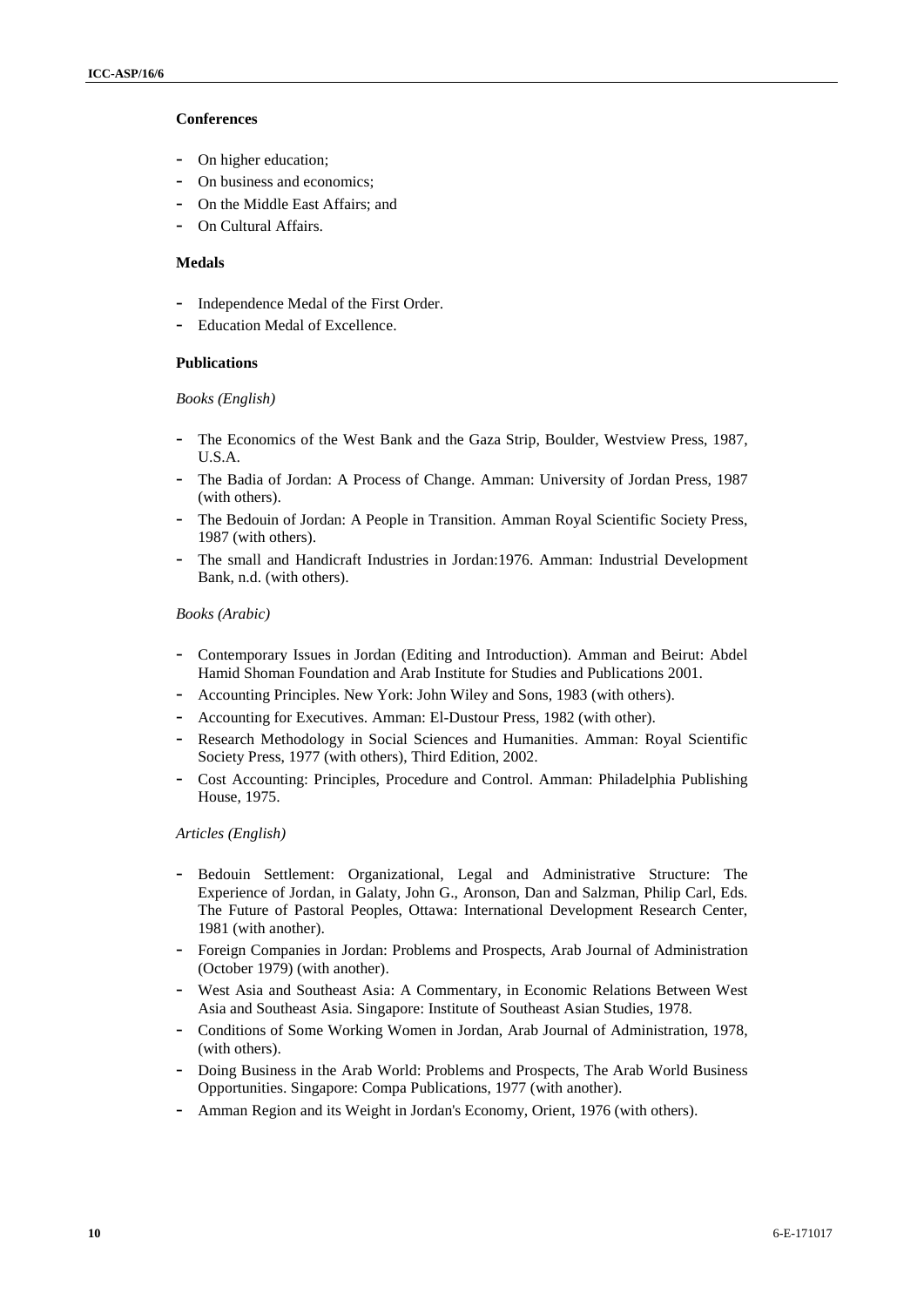**Conferences**

- On higher education;
- On business and economics;
- On the Middle East Affairs; and
- On Cultural Affairs.

**Medals**

- Independence Medal of the First Order.
- Education Medal of Excellence.

**Publications**

*Books (English)*

- The Economics of the West Bank and the Gaza Strip, Boulder, Westview Press, 1987, U.S.A.
- The Badia of Jordan: A Process of Change. Amman: University of Jordan Press, 1987 (with others).
- The Bedouin of Jordan: A People in Transition. Amman Royal Scientific Society Press, 1987 (with others).
- The small and Handicraft Industries in Jordan:1976. Amman: Industrial Development Bank, n.d. (with others).

*Books (Arabic)*

- Contemporary Issues in Jordan (Editing and Introduction). Amman and Beirut: Abdel Hamid Shoman Foundation and Arab Institute for Studies and Publications 2001.
- Accounting Principles. New York: John Wiley and Sons, 1983 (with others).
- Accounting for Executives. Amman: El-Dustour Press, 1982 (with other).
- Research Methodology in Social Sciences and Humanities. Amman: Royal Scientific Society Press, 1977 (with others), Third Edition, 2002.
- Cost Accounting: Principles, Procedure and Control. Amman: Philadelphia Publishing House, 1975.

*Articles (English)*

- Bedouin Settlement: Organizational, Legal and Administrative Structure: The Experience of Jordan, in Galaty, John G., Aronson, Dan and Salzman, Philip Carl, Eds. The Future of Pastoral Peoples, Ottawa: International Development Research Center, 1981 (with another).
- Foreign Companies in Jordan: Problems and Prospects, Arab Journal of Administration (October 1979) (with another).
- West Asia and Southeast Asia: A Commentary, in Economic Relations Between West Asia and Southeast Asia. Singapore: Institute of Southeast Asian Studies, 1978.
- Conditions of Some Working Women in Jordan, Arab Journal of Administration, 1978, (with others).
- Doing Business in the Arab World: Problems and Prospects, The Arab World Business Opportunities. Singapore: Compa Publications, 1977 (with another).
- Amman Region and its Weight in Jordan's Economy, Orient, 1976 (with others).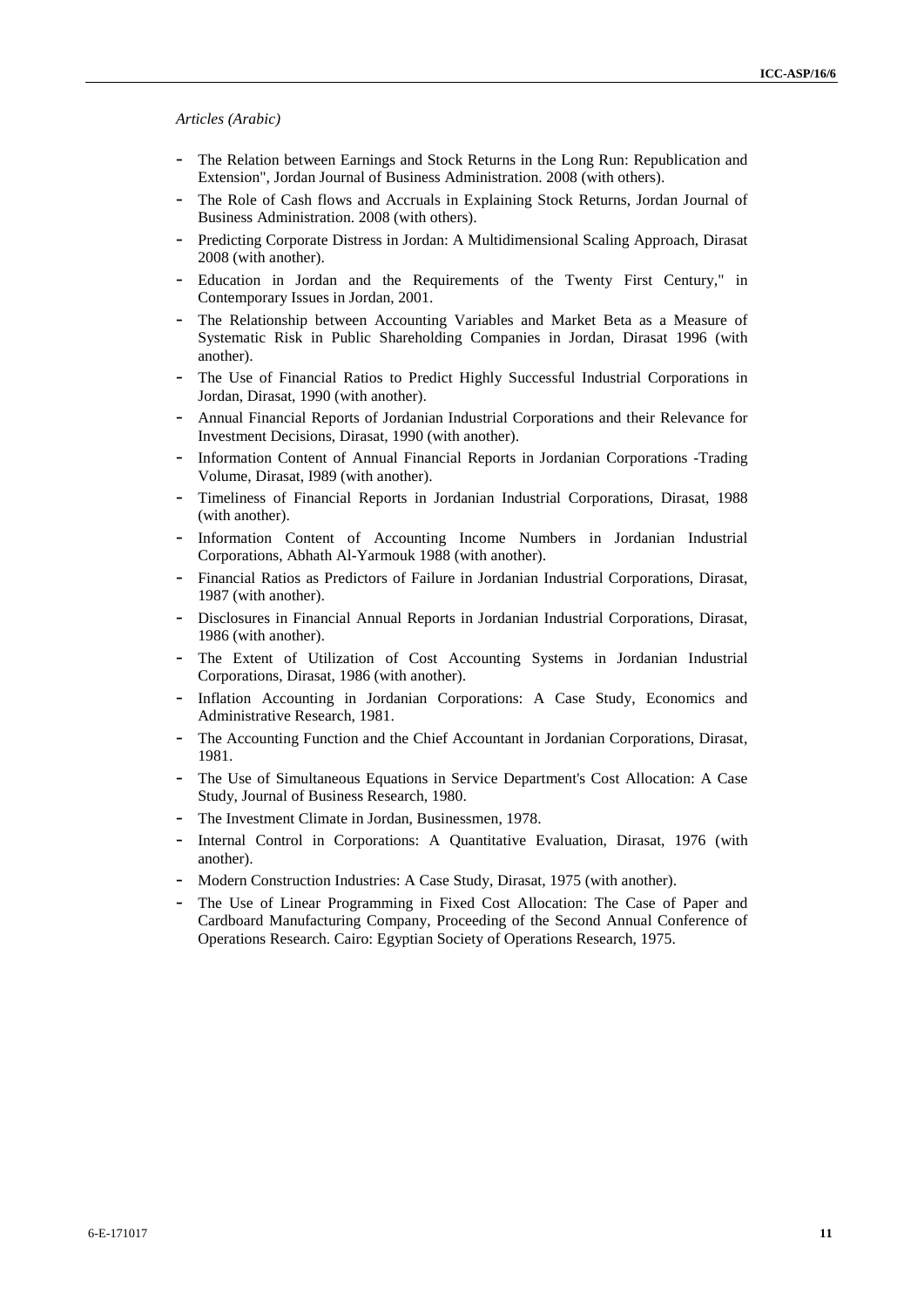*Articles (Arabic)*

- The Relation between Earnings and Stock Returns in the Long Run: Republication and Extension", Jordan Journal of Business Administration. 2008 (with others).
- The Role of Cash flows and Accruals in Explaining Stock Returns, Jordan Journal of Business Administration. 2008 (with others).
- Predicting Corporate Distress in Jordan: A Multidimensional Scaling Approach, Dirasat 2008 (with another).
- Education in Jordan and the Requirements of the Twenty First Century," in Contemporary Issues in Jordan, 2001.
- The Relationship between Accounting Variables and Market Beta as a Measure of Systematic Risk in Public Shareholding Companies in Jordan, Dirasat 1996 (with another).
- The Use of Financial Ratios to Predict Highly Successful Industrial Corporations in Jordan, Dirasat, 1990 (with another).
- Annual Financial Reports of Jordanian Industrial Corporations and their Relevance for Investment Decisions, Dirasat, 1990 (with another).
- Information Content of Annual Financial Reports in Jordanian Corporations -Trading Volume, Dirasat, I989 (with another).
- Timeliness of Financial Reports in Jordanian Industrial Corporations, Dirasat, 1988 (with another).
- Information Content of Accounting Income Numbers in Jordanian Industrial Corporations, Abhath Al-Yarmouk 1988 (with another).
- Financial Ratios as Predictors of Failure in Jordanian Industrial Corporations, Dirasat, 1987 (with another).
- Disclosures in Financial Annual Reports in Jordanian Industrial Corporations, Dirasat, 1986 (with another).
- The Extent of Utilization of Cost Accounting Systems in Jordanian Industrial Corporations, Dirasat, 1986 (with another).
- Inflation Accounting in Jordanian Corporations: A Case Study, Economics and Administrative Research, 1981.
- The Accounting Function and the Chief Accountant in Jordanian Corporations, Dirasat, 1981.
- The Use of Simultaneous Equations in Service Department's Cost Allocation: A Case Study, Journal of Business Research, 1980.
- The Investment Climate in Jordan, Businessmen, 1978.
- Internal Control in Corporations: A Quantitative Evaluation, Dirasat, 1976 (with another).
- Modern Construction Industries: A Case Study, Dirasat, 1975 (with another).
- The Use of Linear Programming in Fixed Cost Allocation: The Case of Paper and Cardboard Manufacturing Company, Proceeding of the Second Annual Conference of Operations Research. Cairo: Egyptian Society of Operations Research, 1975.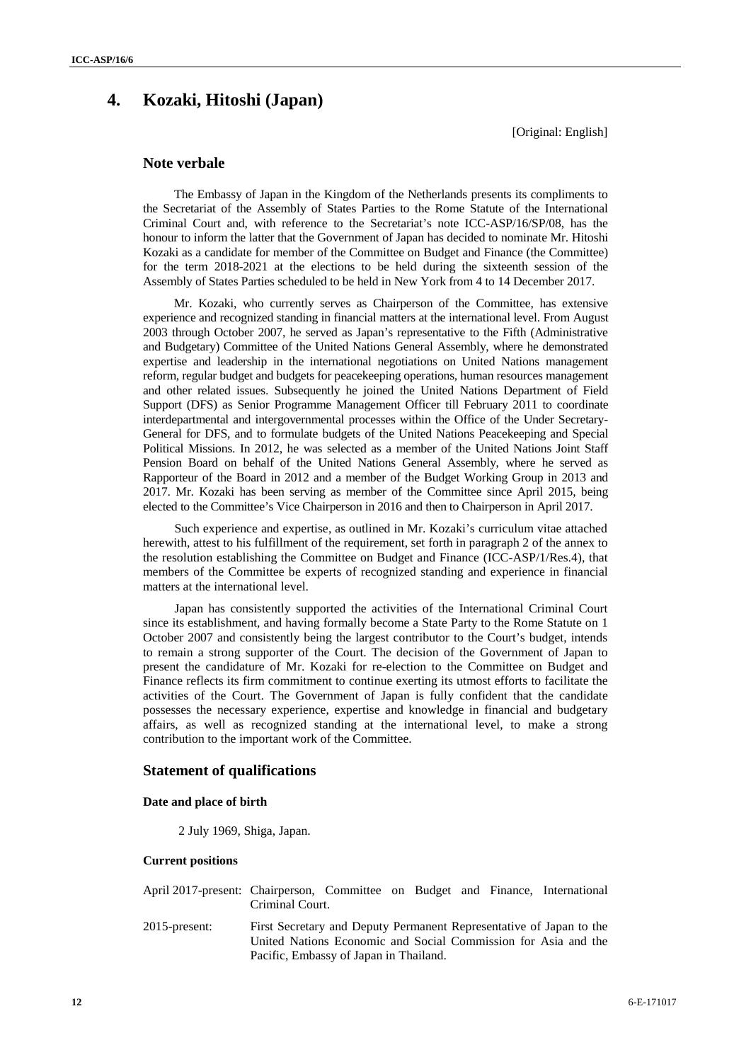## 4. Kozaki, Hitoshi (Japan)

[Original: English]

### Note verbale

The Embassy of Japan in the Kingdom of the Netherlands presents its compliments to the Secretariat of the Assembly of States Parties to the Rome Statute of the International Criminal Court and, with reference to the Secretariat's note ICC-ASP/16/SP/08, has the honour to inform the latter that the Government of Japan has decided to nominate Mr. Hitoshi Kozaki as a candidate for member of the Committee on Budget and Finance (the Committee) for the term 2018-2021 at the elections to be held during the sixteenth session of the Assembly of States Parties scheduled to be held in New York from 4 to 14 December 2017.

Mr. Kozaki, who currently serves as Chairperson of the Committee, has extensive experience and recognized standing in financial matters at the international level. From August 2003 through October 2007, he served as Japan's representative to the Fifth (Administrative and Budgetary) Committee of the United Nations General Assembly, where he demonstrated expertise and leadership in the international negotiations on United Nations management reform, regular budget and budgets for peacekeeping operations, human resources management and other related issues. Subsequently he joined the United Nations Department of Field Support (DFS) as Senior Programme Management Officer till February 2011 to coordinate interdepartmental and intergovernmental processes within the Office of the Under Secretary-General for DFS, and to formulate budgets of the United Nations Peacekeeping and Special Political Missions. In 2012, he was selected as a member of the United Nations Joint Staff Pension Board on behalf of the United Nations General Assembly, where he served as Rapporteur of the Board in 2012 and a member of the Budget Working Group in 2013 and 2017. Mr. Kozaki has been serving as member of the Committee since April 2015, being elected to the Committee's Vice Chairperson in 2016 and then to Chairperson in April 2017.

Such experience and expertise, as outlined in Mr. Kozaki's curriculum vitae attached herewith, attest to his fulfillment of the requirement, set forth in paragraph 2 of the annex to the resolution establishing the Committee on Budget and Finance (ICC-ASP/1/Res.4), that members of the Committee be experts of recognized standing and experience in financial matters at the international level.

Japan has consistently supported the activities of the International Criminal Court since its establishment, and having formally become a State Party to the Rome Statute on 1 October 2007 and consistently being the largest contributor to the Court's budget, intends to remain a strong supporter of the Court. The decision of the Government of Japan to present the candidature of Mr. Kozaki for re-election to the Committee on Budget and Finance reflects its firm commitment to continue exerting its utmost efforts to facilitate the activities of the Court. The Government of Japan is fully confident that the candidate possesses the necessary experience, expertise and knowledge in financial and budgetary affairs, as well as recognized standing at the international level, to make a strong contribution to the important work of the Committee.

### Statement of qualifications

#### Date and place of birth

2 July 1969, Shiga, Japan.

#### Current positions

April 2017-present: Chairperson, Committee on Budget and Finance, International Criminal Court.

2015-present: First Secretary and Deputy Permanent Representative of Japan to the United Nations Economic and Social Commission for Asia and the Pacific, Embassy of Japan in Thailand.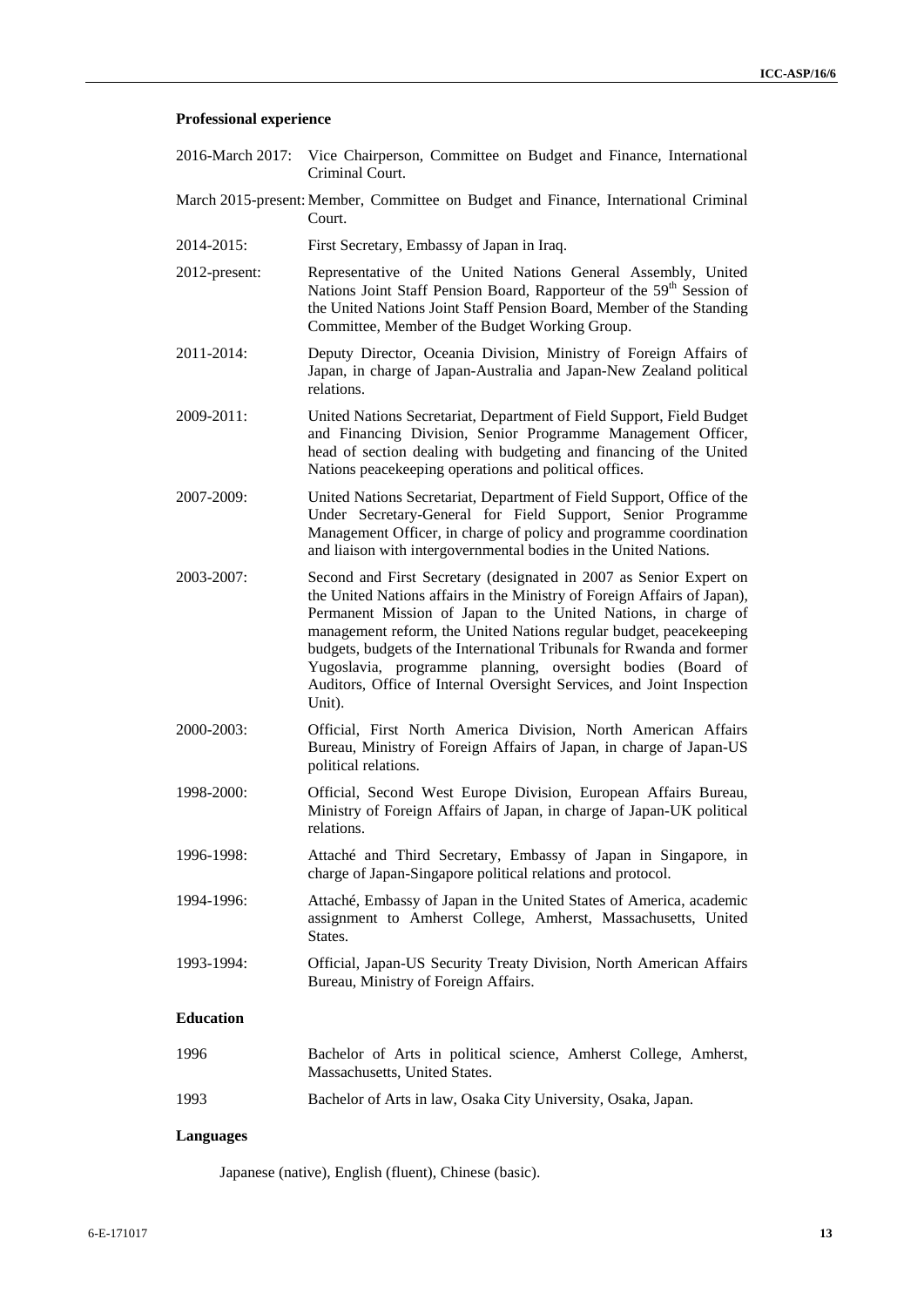**Professional experience**

2016-March 2017: Vice Chairperson, Committee on Budget and Finance, International Criminal Court.

March 2015-present: Member, Committee on Budget and Finance, International Criminal Court.

2014-2015: First Secretary, Embassy of Japan in Iraq.

2012-present: Representative of the United Nations General Assembly, United Nations Joint Staff Pension Board, Rapporteur of the 59th Session of the United Nations Joint Staff Pension Board, Member of the Standing Committee, Member of the Budget Working Group.

2011-2014: Deputy Director, Oceania Division, Ministry of Foreign Affairs of Japan, in charge of Japan-Australia and Japan-New Zealand political relations.

2009-2011: United Nations Secretariat, Department of Field Support, Field Budget and Financing Division, Senior Programme Management Officer, head of section dealing with budgeting and financing of the United Nations peacekeeping operations and political offices.

2007-2009: United Nations Secretariat, Department of Field Support, Office of the Under Secretary-General for Field Support, Senior Programme Management Officer, in charge of policy and programme coordination and liaison with intergovernmental bodies in the United Nations.

2003-2007: Second and First Secretary (designated in 2007 as Senior Expert on the United Nations affairs in the Ministry of Foreign Affairs of Japan), Permanent Mission of Japan to the United Nations, in charge of management reform, the United Nations regular budget, peacekeeping budgets, budgets of the International Tribunals for Rwanda and former Yugoslavia, programme planning, oversight bodies (Board of Auditors, Office of Internal Oversight Services, and Joint Inspection Unit).

2000-2003: Official, First North America Division, North American Affairs Bureau, Ministry of Foreign Affairs of Japan, in charge of Japan-US political relations.

1998-2000: Official, Second West Europe Division, European Affairs Bureau, Ministry of Foreign Affairs of Japan, in charge of Japan-UK political relations.

1996-1998: Attaché and Third Secretary, Embassy of Japan in Singapore, in charge of Japan-Singapore political relations and protocol.

1994-1996: Attaché, Embassy of Japan in the United States of America, academic assignment to Amherst College, Amherst, Massachusetts, United States.

1993-1994: Official, Japan-US Security Treaty Division, North American Affairs Bureau, Ministry of Foreign Affairs.

**Education**

1996 Bachelor of Arts in political science, Amherst College, Amherst, Massachusetts, United States.

1993 Bachelor of Arts in law, Osaka City University, Osaka, Japan.

**Languages**

Japanese (native), English (fluent), Chinese (basic).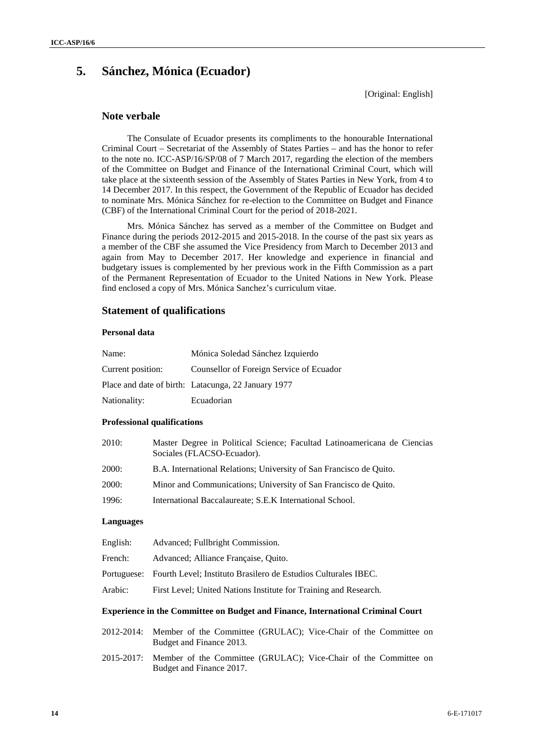## 5. Sánchez, Mónica (Ecuador)

[Original: English]

### Note verbale

The Consulate of Ecuador presents its compliments to the honourable International Criminal Court – Secretariat of the Assembly of States Parties – and has the honor to refer to the note no. ICC-ASP/16/SP/08 of 7 March 2017, regarding the election of the members of the Committee on Budget and Finance of the International Criminal Court, which will take place at the sixteenth session of the Assembly of States Parties in New York, from 4 to 14 December 2017. In this respect, the Government of the Republic of Ecuador has decided to nominate Mrs. Mónica Sánchez for re-election to the Committee on Budget and Finance (CBF) of the International Criminal Court for the period of 2018-2021.

Mrs. Mónica Sánchez has served as a member of the Committee on Budget and Finance during the periods 2012-2015 and 2015-2018. In the course of the past six years as a member of the CBF she assumed the Vice Presidency from March to December 2013 and again from May to December 2017. Her knowledge and experience in financial and budgetary issues is complemented by her previous work in the Fifth Commission as a part of the Permanent Representation of Ecuador to the United Nations in New York. Please find enclosed a copy of Mrs. Mónica Sanchez's curriculum vitae.

### Statement of qualifications

#### Personal data

| | |
|---|---|
| Name: | Mónica Soledad Sánchez Izquierdo |
| Current position: | Counsellor of Foreign Service of Ecuador |
| Place and date of birth: | Latacunga, 22 January 1977 |
| Nationality: | Ecuadorian |

#### Professional qualifications

| | |
|---|---|
| 2010: | Master Degree in Political Science; Facultad Latinoamericana de Ciencias Sociales (FLACSO-Ecuador). |
| 2000: | B.A. International Relations; University of San Francisco de Quito. |
| 2000: | Minor and Communications; University of San Francisco de Quito. |
| 1996: | International Baccalaureate; S.E.K International School. |

#### Languages

| | |
|---|---|
| English: | Advanced; Fullbright Commission. |
| French: | Advanced; Alliance Française, Quito. |
| Portuguese: | Fourth Level; Instituto Brasilero de Estudios Culturales IBEC. |
| Arabic: | First Level; United Nations Institute for Training and Research. |

#### Experience in the Committee on Budget and Finance, International Criminal Court

| | |
|---|---|
| 2012-2014: | Member of the Committee (GRULAC); Vice-Chair of the Committee on Budget and Finance 2013. |
| 2015-2017: | Member of the Committee (GRULAC); Vice-Chair of the Committee on Budget and Finance 2017. |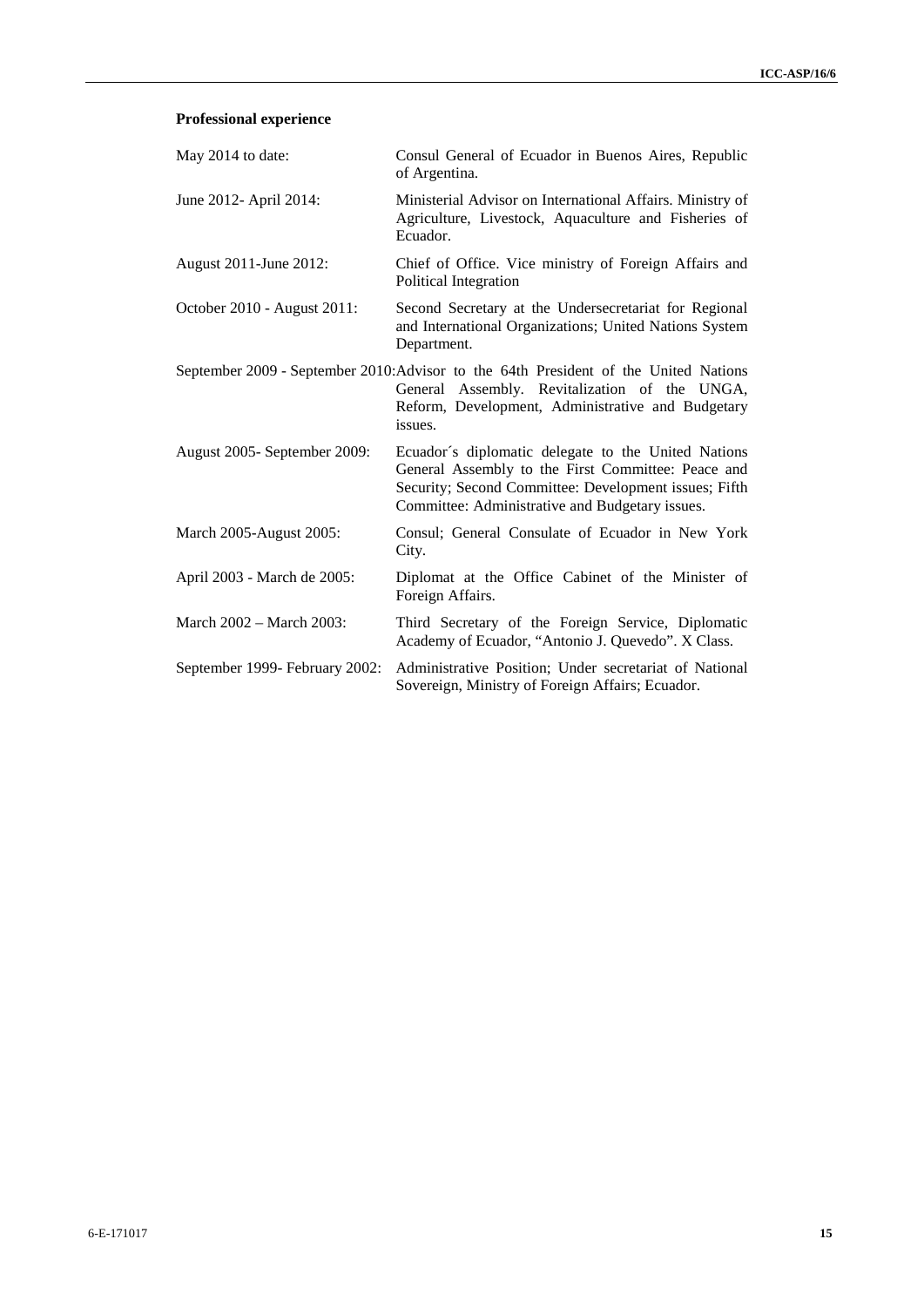**Professional experience**

| | |
|---|---|
| May 2014 to date: | Consul General of Ecuador in Buenos Aires, Republic of Argentina. |
| June 2012- April 2014: | Ministerial Advisor on International Affairs. Ministry of Agriculture, Livestock, Aquaculture and Fisheries of Ecuador. |
| August 2011-June 2012: | Chief of Office. Vice ministry of Foreign Affairs and Political Integration |
| October 2010 - August 2011: | Second Secretary at the Undersecretariat for Regional and International Organizations; United Nations System Department. |
| September 2009 - September 2010: | Advisor to the 64th President of the United Nations General Assembly. Revitalization of the UNGA, Reform, Development, Administrative and Budgetary issues. |
| August 2005- September 2009: | Ecuador´s diplomatic delegate to the United Nations General Assembly to the First Committee: Peace and Security; Second Committee: Development issues; Fifth Committee: Administrative and Budgetary issues. |
| March 2005-August 2005: | Consul; General Consulate of Ecuador in New York City. |
| April 2003 - March de 2005: | Diplomat at the Office Cabinet of the Minister of Foreign Affairs. |
| March 2002 – March 2003: | Third Secretary of the Foreign Service, Diplomatic Academy of Ecuador, "Antonio J. Quevedo". X Class. |
| September 1999- February 2002: | Administrative Position; Under secretariat of National Sovereign, Ministry of Foreign Affairs; Ecuador. |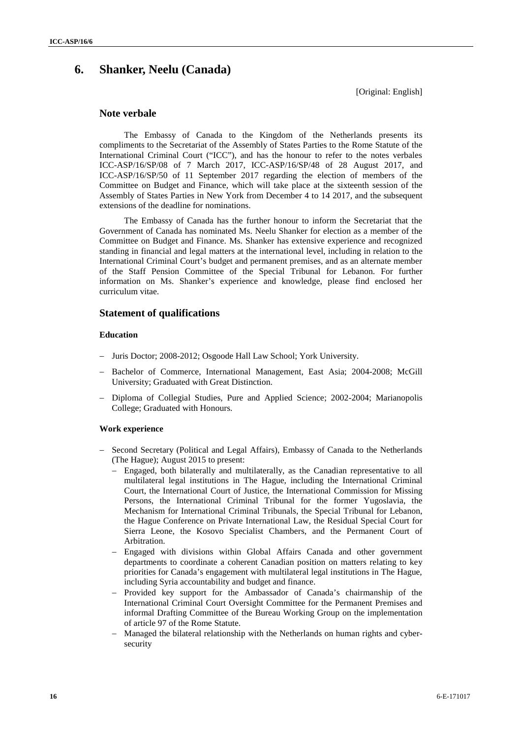## 6. Shanker, Neelu (Canada)

[Original: English]

### Note verbale

The Embassy of Canada to the Kingdom of the Netherlands presents its compliments to the Secretariat of the Assembly of States Parties to the Rome Statute of the International Criminal Court ("ICC"), and has the honour to refer to the notes verbales ICC-ASP/16/SP/08 of 7 March 2017, ICC-ASP/16/SP/48 of 28 August 2017, and ICC-ASP/16/SP/50 of 11 September 2017 regarding the election of members of the Committee on Budget and Finance, which will take place at the sixteenth session of the Assembly of States Parties in New York from December 4 to 14 2017, and the subsequent extensions of the deadline for nominations.

The Embassy of Canada has the further honour to inform the Secretariat that the Government of Canada has nominated Ms. Neelu Shanker for election as a member of the Committee on Budget and Finance. Ms. Shanker has extensive experience and recognized standing in financial and legal matters at the international level, including in relation to the International Criminal Court's budget and permanent premises, and as an alternate member of the Staff Pension Committee of the Special Tribunal for Lebanon. For further information on Ms. Shanker's experience and knowledge, please find enclosed her curriculum vitae.

### Statement of qualifications

#### Education

- Juris Doctor; 2008-2012; Osgoode Hall Law School; York University.
- Bachelor of Commerce, International Management, East Asia; 2004-2008; McGill University; Graduated with Great Distinction.
- Diploma of Collegial Studies, Pure and Applied Science; 2002-2004; Marianopolis College; Graduated with Honours.

#### Work experience

- Second Secretary (Political and Legal Affairs), Embassy of Canada to the Netherlands (The Hague); August 2015 to present:
  - Engaged, both bilaterally and multilaterally, as the Canadian representative to all multilateral legal institutions in The Hague, including the International Criminal Court, the International Court of Justice, the International Commission for Missing Persons, the International Criminal Tribunal for the former Yugoslavia, the Mechanism for International Criminal Tribunals, the Special Tribunal for Lebanon, the Hague Conference on Private International Law, the Residual Special Court for Sierra Leone, the Kosovo Specialist Chambers, and the Permanent Court of Arbitration.
  - Engaged with divisions within Global Affairs Canada and other government departments to coordinate a coherent Canadian position on matters relating to key priorities for Canada's engagement with multilateral legal institutions in The Hague, including Syria accountability and budget and finance.
  - Provided key support for the Ambassador of Canada's chairmanship of the International Criminal Court Oversight Committee for the Permanent Premises and informal Drafting Committee of the Bureau Working Group on the implementation of article 97 of the Rome Statute.
  - Managed the bilateral relationship with the Netherlands on human rights and cyber-security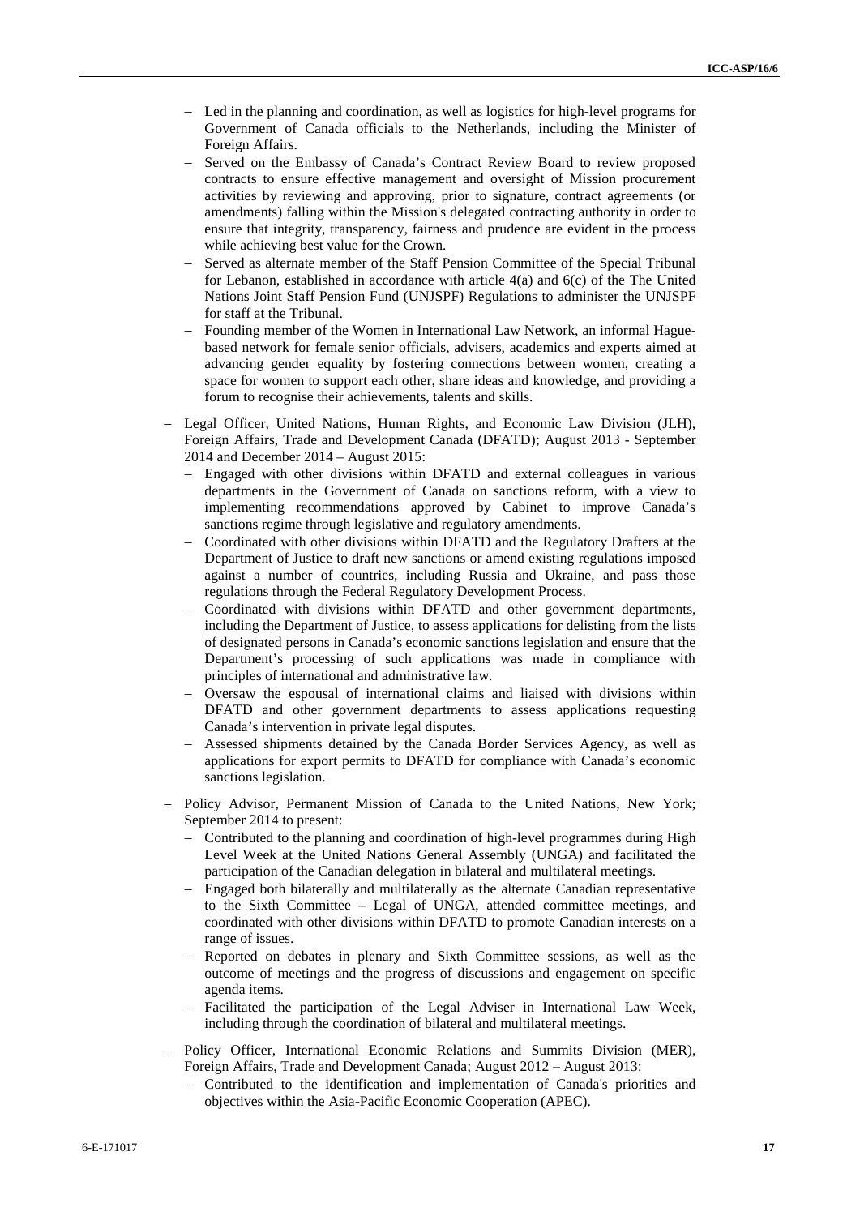- Led in the planning and coordination, as well as logistics for high-level programs for Government of Canada officials to the Netherlands, including the Minister of Foreign Affairs.
- Served on the Embassy of Canada's Contract Review Board to review proposed contracts to ensure effective management and oversight of Mission procurement activities by reviewing and approving, prior to signature, contract agreements (or amendments) falling within the Mission's delegated contracting authority in order to ensure that integrity, transparency, fairness and prudence are evident in the process while achieving best value for the Crown.
- Served as alternate member of the Staff Pension Committee of the Special Tribunal for Lebanon, established in accordance with article 4(a) and 6(c) of the The United Nations Joint Staff Pension Fund (UNJSPF) Regulations to administer the UNJSPF for staff at the Tribunal.
- Founding member of the Women in International Law Network, an informal Hague-based network for female senior officials, advisers, academics and experts aimed at advancing gender equality by fostering connections between women, creating a space for women to support each other, share ideas and knowledge, and providing a forum to recognise their achievements, talents and skills.

- Legal Officer, United Nations, Human Rights, and Economic Law Division (JLH), Foreign Affairs, Trade and Development Canada (DFATD); August 2013 - September 2014 and December 2014 – August 2015:
  - Engaged with other divisions within DFATD and external colleagues in various departments in the Government of Canada on sanctions reform, with a view to implementing recommendations approved by Cabinet to improve Canada's sanctions regime through legislative and regulatory amendments.
  - Coordinated with other divisions within DFATD and the Regulatory Drafters at the Department of Justice to draft new sanctions or amend existing regulations imposed against a number of countries, including Russia and Ukraine, and pass those regulations through the Federal Regulatory Development Process.
  - Coordinated with divisions within DFATD and other government departments, including the Department of Justice, to assess applications for delisting from the lists of designated persons in Canada's economic sanctions legislation and ensure that the Department's processing of such applications was made in compliance with principles of international and administrative law.
  - Oversaw the espousal of international claims and liaised with divisions within DFATD and other government departments to assess applications requesting Canada's intervention in private legal disputes.
  - Assessed shipments detained by the Canada Border Services Agency, as well as applications for export permits to DFATD for compliance with Canada's economic sanctions legislation.

- Policy Advisor, Permanent Mission of Canada to the United Nations, New York; September 2014 to present:
  - Contributed to the planning and coordination of high-level programmes during High Level Week at the United Nations General Assembly (UNGA) and facilitated the participation of the Canadian delegation in bilateral and multilateral meetings.
  - Engaged both bilaterally and multilaterally as the alternate Canadian representative to the Sixth Committee – Legal of UNGA, attended committee meetings, and coordinated with other divisions within DFATD to promote Canadian interests on a range of issues.
  - Reported on debates in plenary and Sixth Committee sessions, as well as the outcome of meetings and the progress of discussions and engagement on specific agenda items.
  - Facilitated the participation of the Legal Adviser in International Law Week, including through the coordination of bilateral and multilateral meetings.

- Policy Officer, International Economic Relations and Summits Division (MER), Foreign Affairs, Trade and Development Canada; August 2012 – August 2013:
  - Contributed to the identification and implementation of Canada's priorities and objectives within the Asia-Pacific Economic Cooperation (APEC).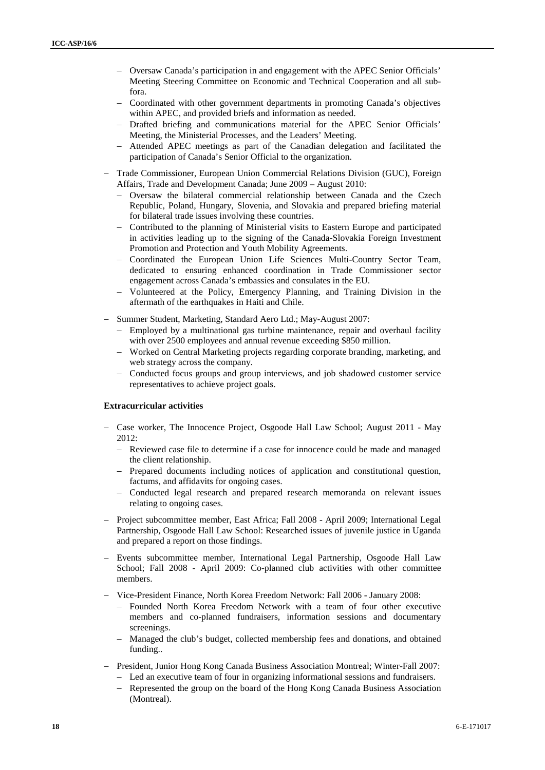- Oversaw Canada's participation in and engagement with the APEC Senior Officials' Meeting Steering Committee on Economic and Technical Cooperation and all sub-fora.
  - Coordinated with other government departments in promoting Canada's objectives within APEC, and provided briefs and information as needed.
  - Drafted briefing and communications material for the APEC Senior Officials' Meeting, the Ministerial Processes, and the Leaders' Meeting.
  - Attended APEC meetings as part of the Canadian delegation and facilitated the participation of Canada's Senior Official to the organization.

- Trade Commissioner, European Union Commercial Relations Division (GUC), Foreign Affairs, Trade and Development Canada; June 2009 – August 2010:
  - Oversaw the bilateral commercial relationship between Canada and the Czech Republic, Poland, Hungary, Slovenia, and Slovakia and prepared briefing material for bilateral trade issues involving these countries.
  - Contributed to the planning of Ministerial visits to Eastern Europe and participated in activities leading up to the signing of the Canada-Slovakia Foreign Investment Promotion and Protection and Youth Mobility Agreements.
  - Coordinated the European Union Life Sciences Multi-Country Sector Team, dedicated to ensuring enhanced coordination in Trade Commissioner sector engagement across Canada's embassies and consulates in the EU.
  - Volunteered at the Policy, Emergency Planning, and Training Division in the aftermath of the earthquakes in Haiti and Chile.

- Summer Student, Marketing, Standard Aero Ltd.; May-August 2007:
  - Employed by a multinational gas turbine maintenance, repair and overhaul facility with over 2500 employees and annual revenue exceeding $850 million.
  - Worked on Central Marketing projects regarding corporate branding, marketing, and web strategy across the company.
  - Conducted focus groups and group interviews, and job shadowed customer service representatives to achieve project goals.

**Extracurricular activities**

- Case worker, The Innocence Project, Osgoode Hall Law School; August 2011 - May 2012:
  - Reviewed case file to determine if a case for innocence could be made and managed the client relationship.
  - Prepared documents including notices of application and constitutional question, factums, and affidavits for ongoing cases.
  - Conducted legal research and prepared research memoranda on relevant issues relating to ongoing cases.

- Project subcommittee member, East Africa; Fall 2008 - April 2009; International Legal Partnership, Osgoode Hall Law School: Researched issues of juvenile justice in Uganda and prepared a report on those findings.

- Events subcommittee member, International Legal Partnership, Osgoode Hall Law School; Fall 2008 - April 2009: Co-planned club activities with other committee members.

- Vice-President Finance, North Korea Freedom Network: Fall 2006 - January 2008:
  - Founded North Korea Freedom Network with a team of four other executive members and co-planned fundraisers, information sessions and documentary screenings.
  - Managed the club's budget, collected membership fees and donations, and obtained funding..

- President, Junior Hong Kong Canada Business Association Montreal; Winter-Fall 2007:
  - Led an executive team of four in organizing informational sessions and fundraisers.
  - Represented the group on the board of the Hong Kong Canada Business Association (Montreal).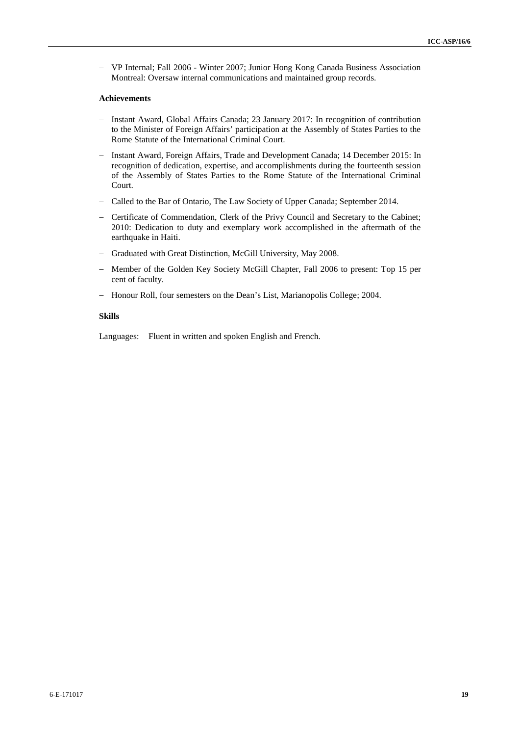- VP Internal; Fall 2006 - Winter 2007; Junior Hong Kong Canada Business Association Montreal: Oversaw internal communications and maintained group records.

**Achievements**

- Instant Award, Global Affairs Canada; 23 January 2017: In recognition of contribution to the Minister of Foreign Affairs' participation at the Assembly of States Parties to the Rome Statute of the International Criminal Court.
- Instant Award, Foreign Affairs, Trade and Development Canada; 14 December 2015: In recognition of dedication, expertise, and accomplishments during the fourteenth session of the Assembly of States Parties to the Rome Statute of the International Criminal Court.
- Called to the Bar of Ontario, The Law Society of Upper Canada; September 2014.
- Certificate of Commendation, Clerk of the Privy Council and Secretary to the Cabinet; 2010: Dedication to duty and exemplary work accomplished in the aftermath of the earthquake in Haiti.
- Graduated with Great Distinction, McGill University, May 2008.
- Member of the Golden Key Society McGill Chapter, Fall 2006 to present: Top 15 per cent of faculty.
- Honour Roll, four semesters on the Dean's List, Marianopolis College; 2004.

**Skills**

Languages: Fluent in written and spoken English and French.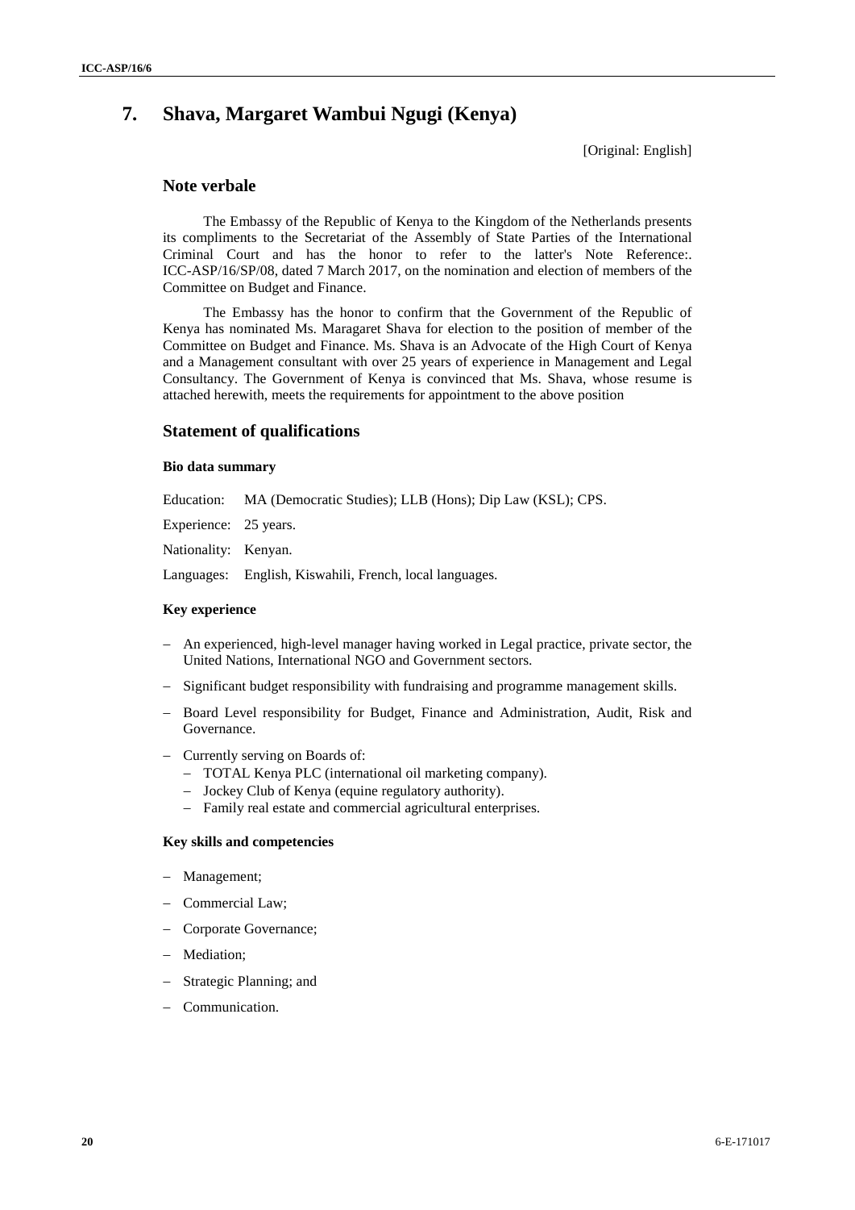## 7. Shava, Margaret Wambui Ngugi (Kenya)

[Original: English]

### Note verbale

The Embassy of the Republic of Kenya to the Kingdom of the Netherlands presents its compliments to the Secretariat of the Assembly of State Parties of the International Criminal Court and has the honor to refer to the latter's Note Reference:. ICC-ASP/16/SP/08, dated 7 March 2017, on the nomination and election of members of the Committee on Budget and Finance.

The Embassy has the honor to confirm that the Government of the Republic of Kenya has nominated Ms. Maragaret Shava for election to the position of member of the Committee on Budget and Finance. Ms. Shava is an Advocate of the High Court of Kenya and a Management consultant with over 25 years of experience in Management and Legal Consultancy. The Government of Kenya is convinced that Ms. Shava, whose resume is attached herewith, meets the requirements for appointment to the above position

### Statement of qualifications

#### Bio data summary

Education: MA (Democratic Studies); LLB (Hons); Dip Law (KSL); CPS.

Experience: 25 years.

Nationality: Kenyan.

Languages: English, Kiswahili, French, local languages.

#### Key experience

- An experienced, high-level manager having worked in Legal practice, private sector, the United Nations, International NGO and Government sectors.
- Significant budget responsibility with fundraising and programme management skills.
- Board Level responsibility for Budget, Finance and Administration, Audit, Risk and Governance.
- Currently serving on Boards of:
  - TOTAL Kenya PLC (international oil marketing company).
  - Jockey Club of Kenya (equine regulatory authority).
  - Family real estate and commercial agricultural enterprises.

#### Key skills and competencies

- Management;
- Commercial Law;
- Corporate Governance;
- Mediation;
- Strategic Planning; and
- Communication.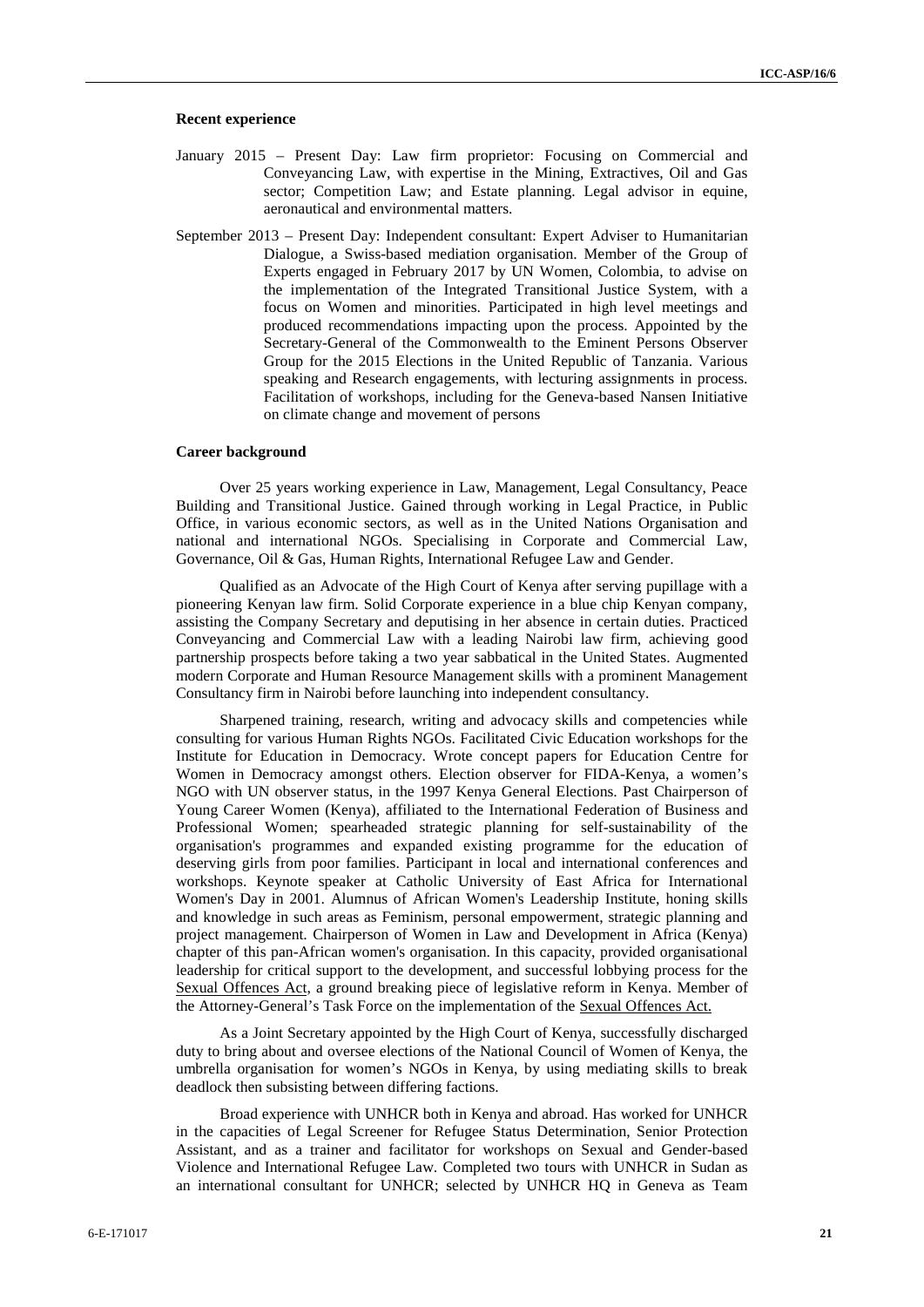**Recent experience**

January 2015 – Present Day: Law firm proprietor: Focusing on Commercial and Conveyancing Law, with expertise in the Mining, Extractives, Oil and Gas sector; Competition Law; and Estate planning. Legal advisor in equine, aeronautical and environmental matters.

September 2013 – Present Day: Independent consultant: Expert Adviser to Humanitarian Dialogue, a Swiss-based mediation organisation. Member of the Group of Experts engaged in February 2017 by UN Women, Colombia, to advise on the implementation of the Integrated Transitional Justice System, with a focus on Women and minorities. Participated in high level meetings and produced recommendations impacting upon the process. Appointed by the Secretary-General of the Commonwealth to the Eminent Persons Observer Group for the 2015 Elections in the United Republic of Tanzania. Various speaking and Research engagements, with lecturing assignments in process. Facilitation of workshops, including for the Geneva-based Nansen Initiative on climate change and movement of persons

**Career background**

Over 25 years working experience in Law, Management, Legal Consultancy, Peace Building and Transitional Justice. Gained through working in Legal Practice, in Public Office, in various economic sectors, as well as in the United Nations Organisation and national and international NGOs. Specialising in Corporate and Commercial Law, Governance, Oil & Gas, Human Rights, International Refugee Law and Gender.

Qualified as an Advocate of the High Court of Kenya after serving pupillage with a pioneering Kenyan law firm. Solid Corporate experience in a blue chip Kenyan company, assisting the Company Secretary and deputising in her absence in certain duties. Practiced Conveyancing and Commercial Law with a leading Nairobi law firm, achieving good partnership prospects before taking a two year sabbatical in the United States. Augmented modern Corporate and Human Resource Management skills with a prominent Management Consultancy firm in Nairobi before launching into independent consultancy.

Sharpened training, research, writing and advocacy skills and competencies while consulting for various Human Rights NGOs. Facilitated Civic Education workshops for the Institute for Education in Democracy. Wrote concept papers for Education Centre for Women in Democracy amongst others. Election observer for FIDA-Kenya, a women's NGO with UN observer status, in the 1997 Kenya General Elections. Past Chairperson of Young Career Women (Kenya), affiliated to the International Federation of Business and Professional Women; spearheaded strategic planning for self-sustainability of the organisation's programmes and expanded existing programme for the education of deserving girls from poor families. Participant in local and international conferences and workshops. Keynote speaker at Catholic University of East Africa for International Women's Day in 2001. Alumnus of African Women's Leadership Institute, honing skills and knowledge in such areas as Feminism, personal empowerment, strategic planning and project management. Chairperson of Women in Law and Development in Africa (Kenya) chapter of this pan-African women's organisation. In this capacity, provided organisational leadership for critical support to the development, and successful lobbying process for the Sexual Offences Act, a ground breaking piece of legislative reform in Kenya. Member of the Attorney-General's Task Force on the implementation of the Sexual Offences Act.

As a Joint Secretary appointed by the High Court of Kenya, successfully discharged duty to bring about and oversee elections of the National Council of Women of Kenya, the umbrella organisation for women's NGOs in Kenya, by using mediating skills to break deadlock then subsisting between differing factions.

Broad experience with UNHCR both in Kenya and abroad. Has worked for UNHCR in the capacities of Legal Screener for Refugee Status Determination, Senior Protection Assistant, and as a trainer and facilitator for workshops on Sexual and Gender-based Violence and International Refugee Law. Completed two tours with UNHCR in Sudan as an international consultant for UNHCR; selected by UNHCR HQ in Geneva as Team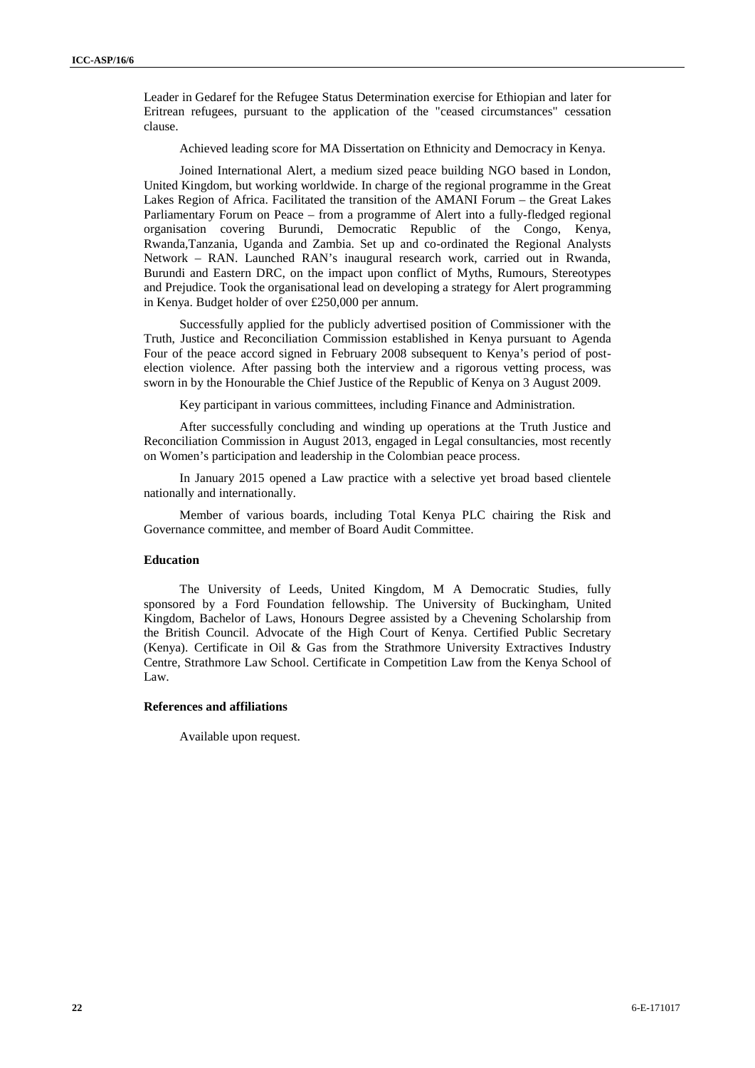Leader in Gedaref for the Refugee Status Determination exercise for Ethiopian and later for Eritrean refugees, pursuant to the application of the "ceased circumstances" cessation clause.

Achieved leading score for MA Dissertation on Ethnicity and Democracy in Kenya.

Joined International Alert, a medium sized peace building NGO based in London, United Kingdom, but working worldwide. In charge of the regional programme in the Great Lakes Region of Africa. Facilitated the transition of the AMANI Forum – the Great Lakes Parliamentary Forum on Peace – from a programme of Alert into a fully-fledged regional organisation covering Burundi, Democratic Republic of the Congo, Kenya, Rwanda,Tanzania, Uganda and Zambia. Set up and co-ordinated the Regional Analysts Network – RAN. Launched RAN's inaugural research work, carried out in Rwanda, Burundi and Eastern DRC, on the impact upon conflict of Myths, Rumours, Stereotypes and Prejudice. Took the organisational lead on developing a strategy for Alert programming in Kenya. Budget holder of over £250,000 per annum.

Successfully applied for the publicly advertised position of Commissioner with the Truth, Justice and Reconciliation Commission established in Kenya pursuant to Agenda Four of the peace accord signed in February 2008 subsequent to Kenya's period of post-election violence. After passing both the interview and a rigorous vetting process, was sworn in by the Honourable the Chief Justice of the Republic of Kenya on 3 August 2009.

Key participant in various committees, including Finance and Administration.

After successfully concluding and winding up operations at the Truth Justice and Reconciliation Commission in August 2013, engaged in Legal consultancies, most recently on Women's participation and leadership in the Colombian peace process.

In January 2015 opened a Law practice with a selective yet broad based clientele nationally and internationally.

Member of various boards, including Total Kenya PLC chairing the Risk and Governance committee, and member of Board Audit Committee.

**Education**

The University of Leeds, United Kingdom, M A Democratic Studies, fully sponsored by a Ford Foundation fellowship. The University of Buckingham, United Kingdom, Bachelor of Laws, Honours Degree assisted by a Chevening Scholarship from the British Council. Advocate of the High Court of Kenya. Certified Public Secretary (Kenya). Certificate in Oil & Gas from the Strathmore University Extractives Industry Centre, Strathmore Law School. Certificate in Competition Law from the Kenya School of Law.

**References and affiliations**

Available upon request.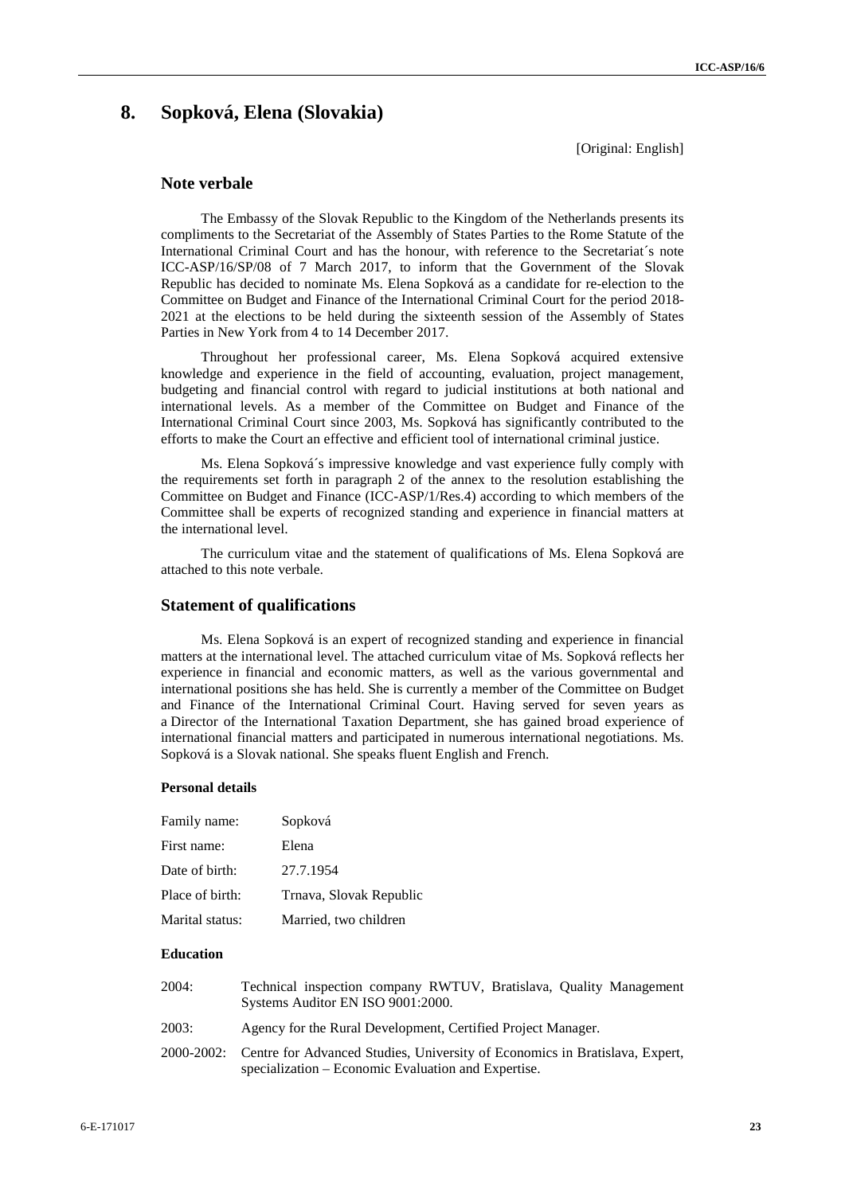# 8. Sopková, Elena (Slovakia)

[Original: English]

## Note verbale

The Embassy of the Slovak Republic to the Kingdom of the Netherlands presents its compliments to the Secretariat of the Assembly of States Parties to the Rome Statute of the International Criminal Court and has the honour, with reference to the Secretariat´s note ICC-ASP/16/SP/08 of 7 March 2017, to inform that the Government of the Slovak Republic has decided to nominate Ms. Elena Sopková as a candidate for re-election to the Committee on Budget and Finance of the International Criminal Court for the period 2018-2021 at the elections to be held during the sixteenth session of the Assembly of States Parties in New York from 4 to 14 December 2017.

Throughout her professional career, Ms. Elena Sopková acquired extensive knowledge and experience in the field of accounting, evaluation, project management, budgeting and financial control with regard to judicial institutions at both national and international levels. As a member of the Committee on Budget and Finance of the International Criminal Court since 2003, Ms. Sopková has significantly contributed to the efforts to make the Court an effective and efficient tool of international criminal justice.

Ms. Elena Sopková´s impressive knowledge and vast experience fully comply with the requirements set forth in paragraph 2 of the annex to the resolution establishing the Committee on Budget and Finance (ICC-ASP/1/Res.4) according to which members of the Committee shall be experts of recognized standing and experience in financial matters at the international level.

The curriculum vitae and the statement of qualifications of Ms. Elena Sopková are attached to this note verbale.

## Statement of qualifications

Ms. Elena Sopková is an expert of recognized standing and experience in financial matters at the international level. The attached curriculum vitae of Ms. Sopková reflects her experience in financial and economic matters, as well as the various governmental and international positions she has held. She is currently a member of the Committee on Budget and Finance of the International Criminal Court. Having served for seven years as a Director of the International Taxation Department, she has gained broad experience of international financial matters and participated in numerous international negotiations. Ms. Sopková is a Slovak national. She speaks fluent English and French.

### Personal details

| | |
|---|---|
| Family name: | Sopková |
| First name: | Elena |
| Date of birth: | 27.7.1954 |
| Place of birth: | Trnava, Slovak Republic |
| Marital status: | Married, two children |

### Education

| | |
|---|---|
| 2004: | Technical inspection company RWTUV, Bratislava, Quality Management Systems Auditor EN ISO 9001:2000. |
| 2003: | Agency for the Rural Development, Certified Project Manager. |
| 2000-2002: | Centre for Advanced Studies, University of Economics in Bratislava, Expert, specialization – Economic Evaluation and Expertise. |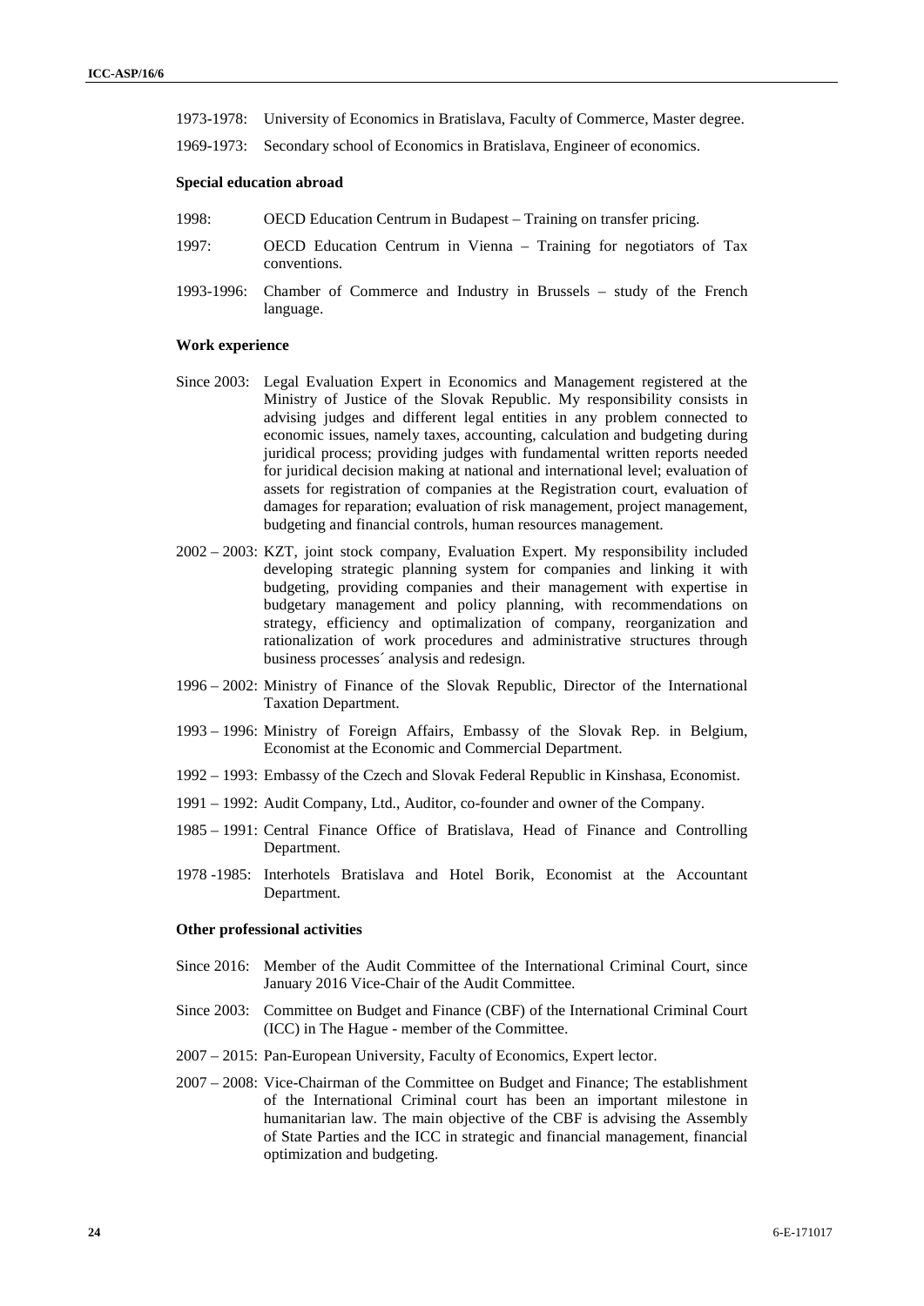1973-1978: University of Economics in Bratislava, Faculty of Commerce, Master degree.

1969-1973: Secondary school of Economics in Bratislava, Engineer of economics.

**Special education abroad**

1998: OECD Education Centrum in Budapest – Training on transfer pricing.

1997: OECD Education Centrum in Vienna – Training for negotiators of Tax conventions.

1993-1996: Chamber of Commerce and Industry in Brussels – study of the French language.

**Work experience**

Since 2003: Legal Evaluation Expert in Economics and Management registered at the Ministry of Justice of the Slovak Republic. My responsibility consists in advising judges and different legal entities in any problem connected to economic issues, namely taxes, accounting, calculation and budgeting during juridical process; providing judges with fundamental written reports needed for juridical decision making at national and international level; evaluation of assets for registration of companies at the Registration court, evaluation of damages for reparation; evaluation of risk management, project management, budgeting and financial controls, human resources management.

2002 – 2003: KZT, joint stock company, Evaluation Expert. My responsibility included developing strategic planning system for companies and linking it with budgeting, providing companies and their management with expertise in budgetary management and policy planning, with recommendations on strategy, efficiency and optimalization of company, reorganization and rationalization of work procedures and administrative structures through business processes´ analysis and redesign.

1996 – 2002: Ministry of Finance of the Slovak Republic, Director of the International Taxation Department.

1993 – 1996: Ministry of Foreign Affairs, Embassy of the Slovak Rep. in Belgium, Economist at the Economic and Commercial Department.

1992 – 1993: Embassy of the Czech and Slovak Federal Republic in Kinshasa, Economist.

1991 – 1992: Audit Company, Ltd., Auditor, co-founder and owner of the Company.

1985 – 1991: Central Finance Office of Bratislava, Head of Finance and Controlling Department.

1978 -1985: Interhotels Bratislava and Hotel Borik, Economist at the Accountant Department.

**Other professional activities**

Since 2016: Member of the Audit Committee of the International Criminal Court, since January 2016 Vice-Chair of the Audit Committee.

Since 2003: Committee on Budget and Finance (CBF) of the International Criminal Court (ICC) in The Hague - member of the Committee.

2007 – 2015: Pan-European University, Faculty of Economics, Expert lector.

2007 – 2008: Vice-Chairman of the Committee on Budget and Finance; The establishment of the International Criminal court has been an important milestone in humanitarian law. The main objective of the CBF is advising the Assembly of State Parties and the ICC in strategic and financial management, financial optimization and budgeting.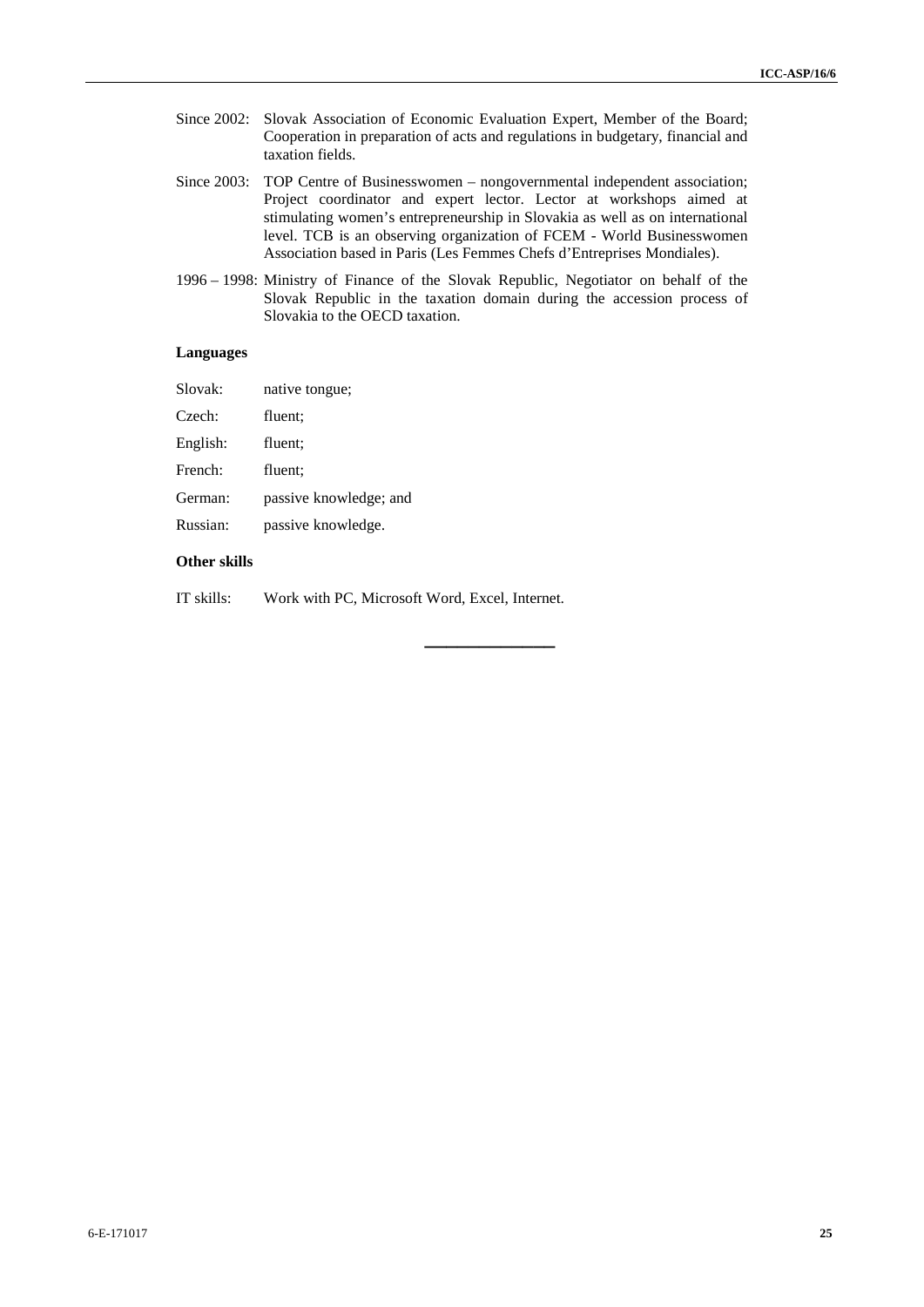Since 2002: Slovak Association of Economic Evaluation Expert, Member of the Board; Cooperation in preparation of acts and regulations in budgetary, financial and taxation fields.

Since 2003: TOP Centre of Businesswomen – nongovernmental independent association; Project coordinator and expert lector. Lector at workshops aimed at stimulating women's entrepreneurship in Slovakia as well as on international level. TCB is an observing organization of FCEM - World Businesswomen Association based in Paris (Les Femmes Chefs d'Entreprises Mondiales).

1996 – 1998: Ministry of Finance of the Slovak Republic, Negotiator on behalf of the Slovak Republic in the taxation domain during the accession process of Slovakia to the OECD taxation.

**Languages**

Slovak: native tongue;

Czech: fluent;

English: fluent;

French: fluent;

German: passive knowledge; and

Russian: passive knowledge.

**Other skills**

IT skills: Work with PC, Microsoft Word, Excel, Internet.

————————